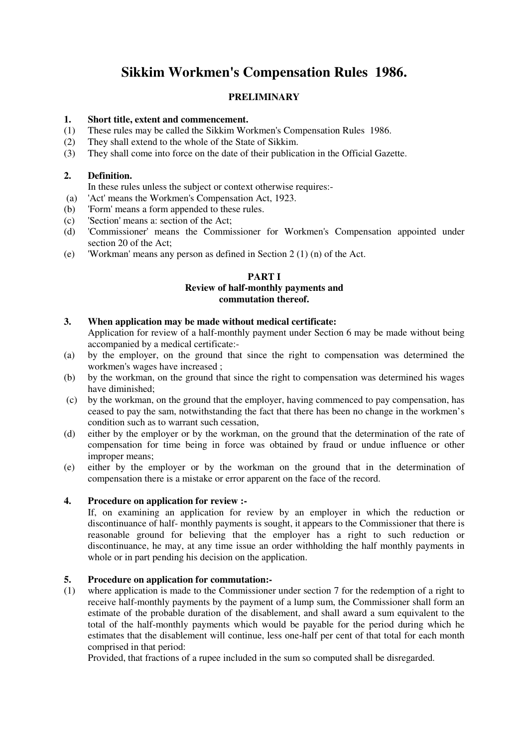# Sikkim Workmen's Compensation Rules 1986.

## PRELIMINARY

**1. Short title, extent and commencement.**

(1) These rules may be called the Sikkim Workmen's Compensation Rules 1986.

(2) They shall extend to the whole of the State of Sikkim.

(3) They shall come into force on the date of their publication in the Official Gazette.

**2. Definition.**

In these rules unless the subject or context otherwise requires:-

(a) 'Act' means the Workmen's Compensation Act, 1923.

(b) 'Form' means a form appended to these rules.

(c) 'Section' means a: section of the Act;

(d) 'Commissioner' means the Commissioner for Workmen's Compensation appointed under section 20 of the Act;

(e) 'Workman' means any person as defined in Section 2 (1) (n) of the Act.

## PART I

### Review of half-monthly payments and commutation thereof.

**3. When application may be made without medical certificate:**

Application for review of a half-monthly payment under Section 6 may be made without being accompanied by a medical certificate:-

(a) by the employer, on the ground that since the right to compensation was determined the workmen's wages have increased ;

(b) by the workman, on the ground that since the right to compensation was determined his wages have diminished;

(c) by the workman, on the ground that the employer, having commenced to pay compensation, has ceased to pay the sam, notwithstanding the fact that there has been no change in the workmen's condition such as to warrant such cessation,

(d) either by the employer or by the workman, on the ground that the determination of the rate of compensation for time being in force was obtained by fraud or undue influence or other improper means;

(e) either by the employer or by the workman on the ground that in the determination of compensation there is a mistake or error apparent on the face of the record.

**4. Procedure on application for review :-**

If, on examining an application for review by an employer in which the reduction or discontinuance of half- monthly payments is sought, it appears to the Commissioner that there is reasonable ground for believing that the employer has a right to such reduction or discontinuance, he may, at any time issue an order withholding the half monthly payments in whole or in part pending his decision on the application.

**5. Procedure on application for commutation:-**

(1) where application is made to the Commissioner under section 7 for the redemption of a right to receive half-monthly payments by the payment of a lump sum, the Commissioner shall form an estimate of the probable duration of the disablement, and shall award a sum equivalent to the total of the half-monthly payments which would be payable for the period during which he estimates that the disablement will continue, less one-half per cent of that total for each month comprised in that period:

Provided, that fractions of a rupee included in the sum so computed shall be disregarded.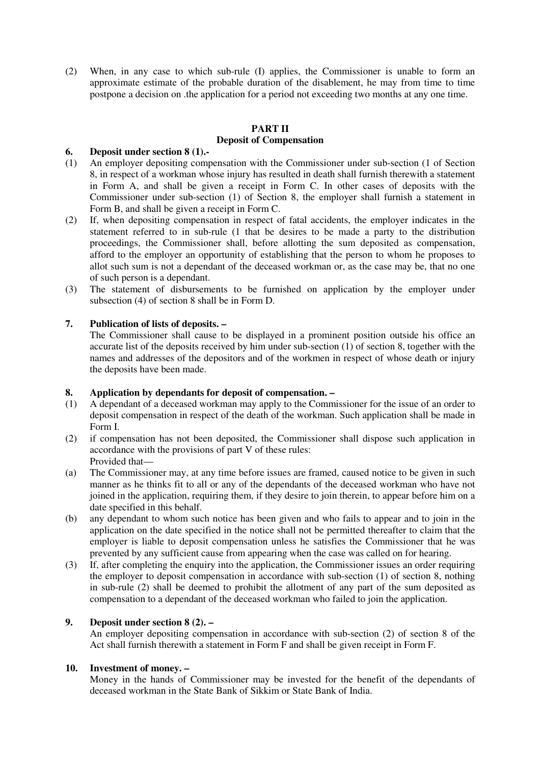(2) When, in any case to which sub-rule (I) applies, the Commissioner is unable to form an approximate estimate of the probable duration of the disablement, he may from time to time postpone a decision on .the application for a period not exceeding two months at any one time.

## PART II

### Deposit of Compensation

**6. Deposit under section 8 (1).-**

(1) An employer depositing compensation with the Commissioner under sub-section (1 of Section 8, in respect of a workman whose injury has resulted in death shall furnish therewith a statement in Form A, and shall be given a receipt in Form C. In other cases of deposits with the Commissioner under sub-section (1) of Section 8, the employer shall furnish a statement in Form B, and shall be given a receipt in Form C.

(2) If, when depositing compensation in respect of fatal accidents, the employer indicates in the statement referred to in sub-rule (1 that be desires to be made a party to the distribution proceedings, the Commissioner shall, before allotting the sum deposited as compensation, afford to the employer an opportunity of establishing that the person to whom he proposes to allot such sum is not a dependant of the deceased workman or, as the case may be, that no one of such person is a dependant.

(3) The statement of disbursements to be furnished on application by the employer under subsection (4) of section 8 shall be in Form D.

**7. Publication of lists of deposits. –**

The Commissioner shall cause to be displayed in a prominent position outside his office an accurate list of the deposits received by him under sub-section (1) of section 8, together with the names and addresses of the depositors and of the workmen in respect of whose death or injury the deposits have been made.

**8. Application by dependants for deposit of compensation. –**

(1) A dependant of a deceased workman may apply to the Commissioner for the issue of an order to deposit compensation in respect of the death of the workman. Such application shall be made in Form I.

(2) if compensation has not been deposited, the Commissioner shall dispose such application in accordance with the provisions of part V of these rules:

Provided that—

(a) The Commissioner may, at any time before issues are framed, caused notice to be given in such manner as he thinks fit to all or any of the dependants of the deceased workman who have not joined in the application, requiring them, if they desire to join therein, to appear before him on a date specified in this behalf.

(b) any dependant to whom such notice has been given and who fails to appear and to join in the application on the date specified in the notice shall not be permitted thereafter to claim that the employer is liable to deposit compensation unless he satisfies the Commissioner that he was prevented by any sufficient cause from appearing when the case was called on for hearing.

(3) If, after completing the enquiry into the application, the Commissioner issues an order requiring the employer to deposit compensation in accordance with sub-section (1) of section 8, nothing in sub-rule (2) shall be deemed to prohibit the allotment of any part of the sum deposited as compensation to a dependant of the deceased workman who failed to join the application.

**9. Deposit under section 8 (2). –**

An employer depositing compensation in accordance with sub-section (2) of section 8 of the Act shall furnish therewith a statement in Form F and shall be given receipt in Form F.

**10. Investment of money. –**

Money in the hands of Commissioner may be invested for the benefit of the dependants of deceased workman in the State Bank of Sikkim or State Bank of India.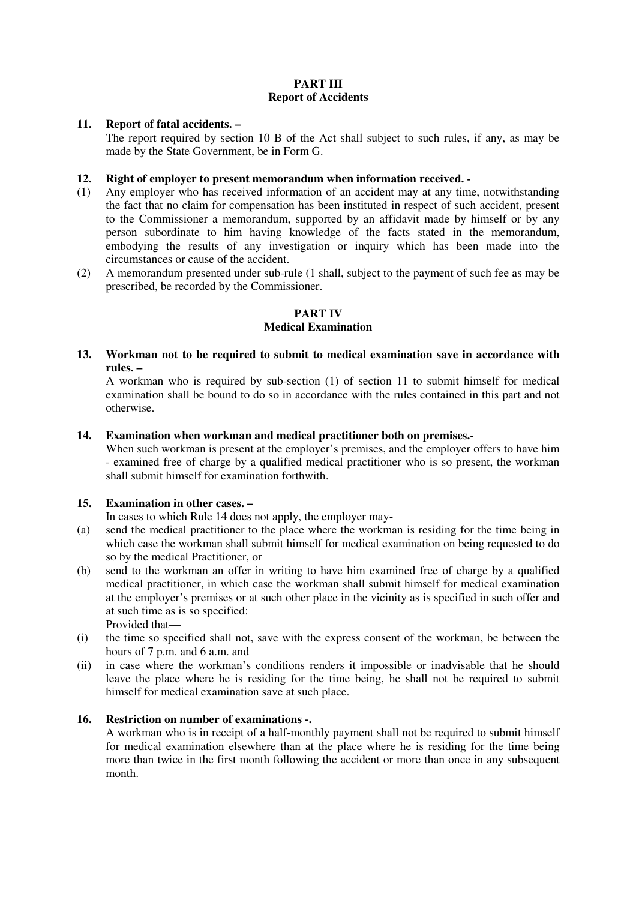## PART III
## Report of Accidents

**11. Report of fatal accidents. –**

The report required by section 10 B of the Act shall subject to such rules, if any, as may be made by the State Government, be in Form G.

**12. Right of employer to present memorandum when information received. -**

(1) Any employer who has received information of an accident may at any time, notwithstanding the fact that no claim for compensation has been instituted in respect of such accident, present to the Commissioner a memorandum, supported by an affidavit made by himself or by any person subordinate to him having knowledge of the facts stated in the memorandum, embodying the results of any investigation or inquiry which has been made into the circumstances or cause of the accident.

(2) A memorandum presented under sub-rule (1 shall, subject to the payment of such fee as may be prescribed, be recorded by the Commissioner.

## PART IV
## Medical Examination

**13. Workman not to be required to submit to medical examination save in accordance with rules. –**

A workman who is required by sub-section (1) of section 11 to submit himself for medical examination shall be bound to do so in accordance with the rules contained in this part and not otherwise.

**14. Examination when workman and medical practitioner both on premises.-**

When such workman is present at the employer's premises, and the employer offers to have him - examined free of charge by a qualified medical practitioner who is so present, the workman shall submit himself for examination forthwith.

**15. Examination in other cases. –**

In cases to which Rule 14 does not apply, the employer may-

(a) send the medical practitioner to the place where the workman is residing for the time being in which case the workman shall submit himself for medical examination on being requested to do so by the medical Practitioner, or

(b) send to the workman an offer in writing to have him examined free of charge by a qualified medical practitioner, in which case the workman shall submit himself for medical examination at the employer's premises or at such other place in the vicinity as is specified in such offer and at such time as is so specified:

Provided that—

(i) the time so specified shall not, save with the express consent of the workman, be between the hours of 7 p.m. and 6 a.m. and

(ii) in case where the workman's conditions renders it impossible or inadvisable that he should leave the place where he is residing for the time being, he shall not be required to submit himself for medical examination save at such place.

**16. Restriction on number of examinations -.**

A workman who is in receipt of a half-monthly payment shall not be required to submit himself for medical examination elsewhere than at the place where he is residing for the time being more than twice in the first month following the accident or more than once in any subsequent month.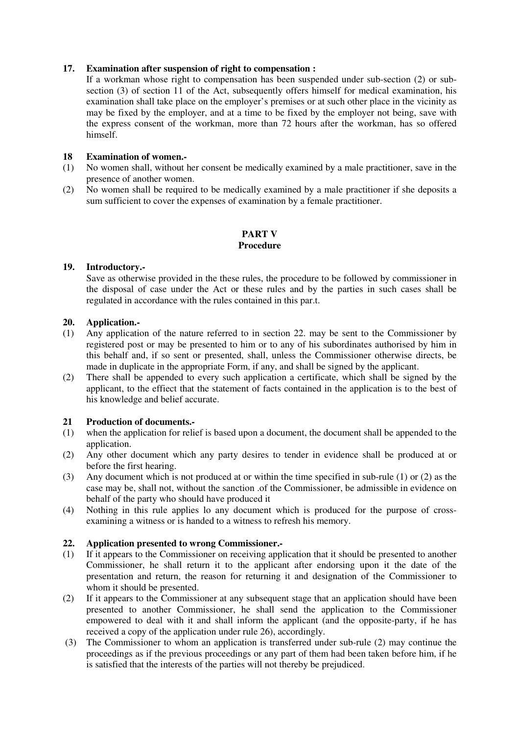**17. Examination after suspension of right to compensation :**

If a workman whose right to compensation has been suspended under sub-section (2) or sub-section (3) of section 11 of the Act, subsequently offers himself for medical examination, his examination shall take place on the employer's premises or at such other place in the vicinity as may be fixed by the employer, and at a time to be fixed by the employer not being, save with the express consent of the workman, more than 72 hours after the workman, has so offered himself.

**18 Examination of women.-**

(1) No women shall, without her consent be medically examined by a male practitioner, save in the presence of another women.

(2) No women shall be required to be medically examined by a male practitioner if she deposits a sum sufficient to cover the expenses of examination by a female practitioner.

## PART V
## Procedure

**19. Introductory.-**

Save as otherwise provided in the these rules, the procedure to be followed by commissioner in the disposal of case under the Act or these rules and by the parties in such cases shall be regulated in accordance with the rules contained in this par.t.

**20. Application.-**

(1) Any application of the nature referred to in section 22. may be sent to the Commissioner by registered post or may be presented to him or to any of his subordinates authorised by him in this behalf and, if so sent or presented, shall, unless the Commissioner otherwise directs, be made in duplicate in the appropriate Form, if any, and shall be signed by the applicant.

(2) There shall be appended to every such application a certificate, which shall be signed by the applicant, to the effiect that the statement of facts contained in the application is to the best of his knowledge and belief accurate.

**21 Production of documents.-**

(1) when the application for relief is based upon a document, the document shall be appended to the application.

(2) Any other document which any party desires to tender in evidence shall be produced at or before the first hearing.

(3) Any document which is not produced at or within the time specified in sub-rule (1) or (2) as the case may be, shall not, without the sanction .of the Commissioner, be admissible in evidence on behalf of the party who should have produced it

(4) Nothing in this rule applies lo any document which is produced for the purpose of cross-examining a witness or is handed to a witness to refresh his memory.

**22. Application presented to wrong Commissioner.-**

(1) If it appears to the Commissioner on receiving application that it should be presented to another Commissioner, he shall return it to the applicant after endorsing upon it the date of the presentation and return, the reason for returning it and designation of the Commissioner to whom it should be presented.

(2) If it appears to the Commissioner at any subsequent stage that an application should have been presented to another Commissioner, he shall send the application to the Commissioner empowered to deal with it and shall inform the applicant (and the opposite-party, if he has received a copy of the application under rule 26), accordingly.

(3) The Commissioner to whom an application is transferred under sub-rule (2) may continue the proceedings as if the previous proceedings or any part of them had been taken before him, if he is satisfied that the interests of the parties will not thereby be prejudiced.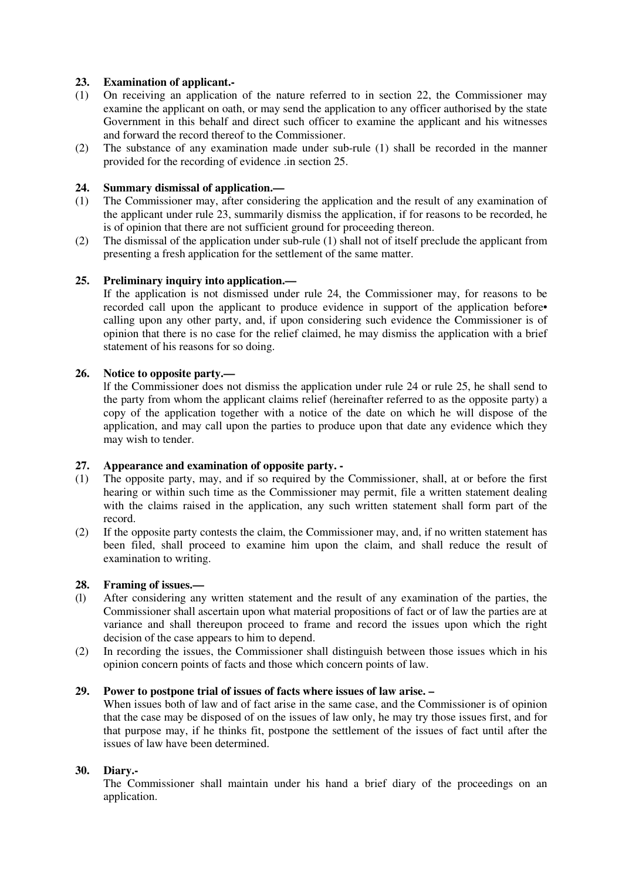**23. Examination of applicant.-**

(1) On receiving an application of the nature referred to in section 22, the Commissioner may examine the applicant on oath, or may send the application to any officer authorised by the state Government in this behalf and direct such officer to examine the applicant and his witnesses and forward the record thereof to the Commissioner.

(2) The substance of any examination made under sub-rule (1) shall be recorded in the manner provided for the recording of evidence .in section 25.

**24. Summary dismissal of application.—**

(1) The Commissioner may, after considering the application and the result of any examination of the applicant under rule 23, summarily dismiss the application, if for reasons to be recorded, he is of opinion that there are not sufficient ground for proceeding thereon.

(2) The dismissal of the application under sub-rule (1) shall not of itself preclude the applicant from presenting a fresh application for the settlement of the same matter.

**25. Preliminary inquiry into application.—**

If the application is not dismissed under rule 24, the Commissioner may, for reasons to be recorded call upon the applicant to produce evidence in support of the application before• calling upon any other party, and, if upon considering such evidence the Commissioner is of opinion that there is no case for the relief claimed, he may dismiss the application with a brief statement of his reasons for so doing.

**26. Notice to opposite party.—**

lf the Commissioner does not dismiss the application under rule 24 or rule 25, he shall send to the party from whom the applicant claims relief (hereinafter referred to as the opposite party) a copy of the application together with a notice of the date on which he will dispose of the application, and may call upon the parties to produce upon that date any evidence which they may wish to tender.

**27. Appearance and examination of opposite party. -**

(1) The opposite party, may, and if so required by the Commissioner, shall, at or before the first hearing or within such time as the Commissioner may permit, file a written statement dealing with the claims raised in the application, any such written statement shall form part of the record.

(2) If the opposite party contests the claim, the Commissioner may, and, if no written statement has been filed, shall proceed to examine him upon the claim, and shall reduce the result of examination to writing.

**28. Framing of issues.—**

(l) After considering any written statement and the result of any examination of the parties, the Commissioner shall ascertain upon what material propositions of fact or of law the parties are at variance and shall thereupon proceed to frame and record the issues upon which the right decision of the case appears to him to depend.

(2) In recording the issues, the Commissioner shall distinguish between those issues which in his opinion concern points of facts and those which concern points of law.

**29. Power to postpone trial of issues of facts where issues of law arise. –**

When issues both of law and of fact arise in the same case, and the Commissioner is of opinion that the case may be disposed of on the issues of law only, he may try those issues first, and for that purpose may, if he thinks fit, postpone the settlement of the issues of fact until after the issues of law have been determined.

**30. Diary.-**

The Commissioner shall maintain under his hand a brief diary of the proceedings on an application.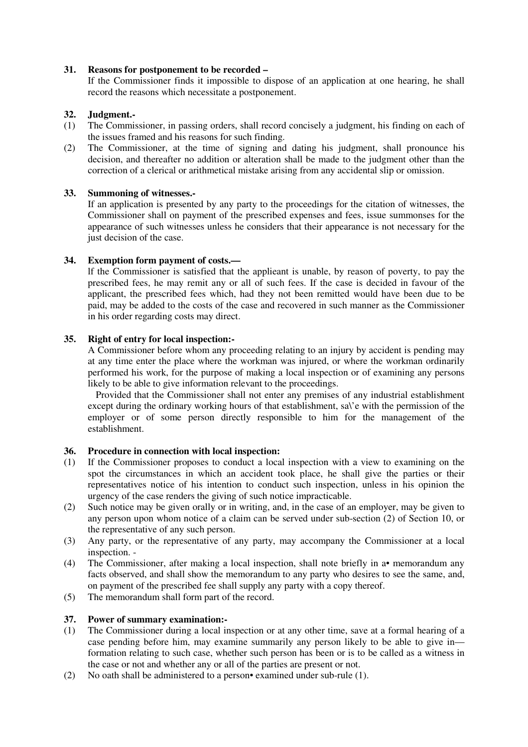### 31. Reasons for postponement to be recorded –

If the Commissioner finds it impossible to dispose of an application at one hearing, he shall record the reasons which necessitate a postponement.

### 32. Judgment.-

(1) The Commissioner, in passing orders, shall record concisely a judgment, his finding on each of the issues framed and his reasons for such finding.

(2) The Commissioner, at the time of signing and dating his judgment, shall pronounce his decision, and thereafter no addition or alteration shall be made to the judgment other than the correction of a clerical or arithmetical mistake arising from any accidental slip or omission.

### 33. Summoning of witnesses.-

If an application is presented by any party to the proceedings for the citation of witnesses, the Commissioner shall on payment of the prescribed expenses and fees, issue summonses for the appearance of such witnesses unless he considers that their appearance is not necessary for the just decision of the case.

### 34. Exemption form payment of costs.—

lf the Commissioner is satisfied that the applieant is unable, by reason of poverty, to pay the prescribed fees, he may remit any or all of such fees. If the case is decided in favour of the applicant, the prescribed fees which, had they not been remitted would have been due to be paid, may be added to the costs of the case and recovered in such manner as the Commissioner in his order regarding costs may direct.

### 35. Right of entry for local inspection:-

A Commissioner before whom any proceeding relating to an injury by accident is pending may at any time enter the place where the workman was injured, or where the workman ordinarily performed his work, for the purpose of making a local inspection or of examining any persons likely to be able to give information relevant to the proceedings.

Provided that the Commissioner shall not enter any premises of any industrial establishment except during the ordinary working hours of that establishment, sa\'e with the permission of the employer or of some person directly responsible to him for the management of the establishment.

### 36. Procedure in connection with local inspection:

(1) If the Commissioner proposes to conduct a local inspection with a view to examining on the spot the circumstances in which an accident took place, he shall give the parties or their representatives notice of his intention to conduct such inspection, unless in his opinion the urgency of the case renders the giving of such notice impracticable.

(2) Such notice may be given orally or in writing, and, in the case of an employer, may be given to any person upon whom notice of a claim can be served under sub-section (2) of Section 10, or the representative of any such person.

(3) Any party, or the representative of any party, may accompany the Commissioner at a local inspection. -

(4) The Commissioner, after making a local inspection, shall note briefly in a• memorandum any facts observed, and shall show the memorandum to any party who desires to see the same, and, on payment of the prescribed fee shall supply any party with a copy thereof.

(5) The memorandum shall form part of the record.

### 37. Power of summary examination:-

(1) The Commissioner during a local inspection or at any other time, save at a formal hearing of a case pending before him, may examine summarily any person likely to be able to give in—formation relating to such case, whether such person has been or is to be called as a witness in the case or not and whether any or all of the parties are present or not.

(2) No oath shall be administered to a person• examined under sub-rule (1).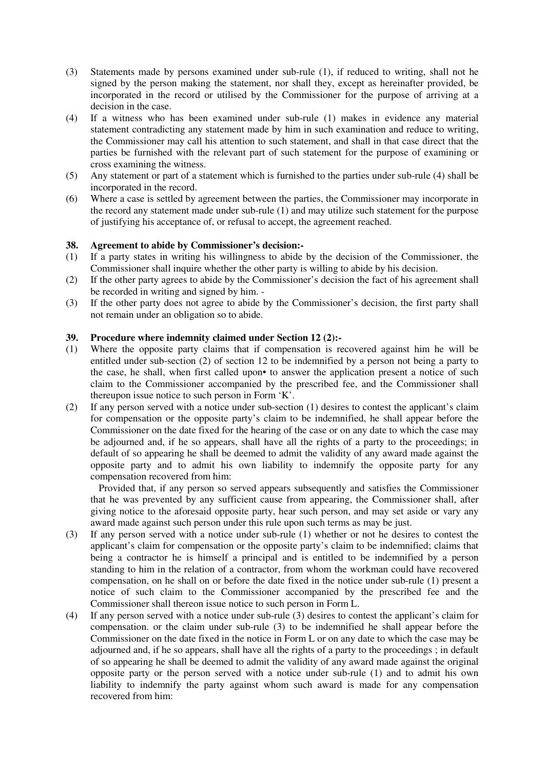(3) Statements made by persons examined under sub-rule (1), if reduced to writing, shall not he signed by the person making the statement, nor shall they, except as hereinafter provided, be incorporated in the record or utilised by the Commissioner for the purpose of arriving at a decision in the case.

(4) If a witness who has been examined under sub-rule (1) makes in evidence any material statement contradicting any statement made by him in such examination and reduce to writing, the Commissioner may call his attention to such statement, and shall in that case direct that the parties be furnished with the relevant part of such statement for the purpose of examining or cross examining the witness.

(5) Any statement or part of a statement which is furnished to the parties under sub-rule (4) shall be incorporated in the record.

(6) Where a case is settled by agreement between the parties, the Commissioner may incorporate in the record any statement made under sub-rule (1) and may utilize such statement for the purpose of justifying his acceptance of, or refusal to accept, the agreement reached.

**38. Agreement to abide by Commissioner's decision:-**

(1) If a party states in writing his willingness to abide by the decision of the Commissioner, the Commissioner shall inquire whether the other party is willing to abide by his decision.

(2) If the other party agrees to abide by the Commissioner's decision the fact of his agreement shall be recorded in writing and signed by him. -

(3) If the other party does not agree to abide by the Commissioner's decision, the first party shall not remain under an obligation so to abide.

**39. Procedure where indemnity claimed under Section 12 (2):-**

(1) Where the opposite party claims that if compensation is recovered against him he will be entitled under sub-section (2) of section 12 to be indemnified by a person not being a party to the case, he shall, when first called upon• to answer the application present a notice of such claim to the Commissioner accompanied by the prescribed fee, and the Commissioner shall thereupon issue notice to such person in Form 'K'.

(2) If any person served with a notice under sub-section (1) desires to contest the applicant's claim for compensation or the opposite party's claim to be indemnified, he shall appear before the Commissioner on the date fixed for the hearing of the case or on any date to which the case may be adjourned and, if he so appears, shall have all the rights of a party to the proceedings; in default of so appearing he shall be deemed to admit the validity of any award made against the opposite party and to admit his own liability to indemnify the opposite party for any compensation recovered from him:

   Provided that, if any person so served appears subsequently and satisfies the Commissioner that he was prevented by any sufficient cause from appearing, the Commissioner shall, after giving notice to the aforesaid opposite party, hear such person, and may set aside or vary any award made against such person under this rule upon such terms as may be just.

(3) If any person served with a notice under sub-rule (1) whether or not he desires to contest the applicant's claim for compensation or the opposite party's claim to be indemnified; claims that being a contractor he is himself a principal and is entitled to be indemnified by a person standing to him in the relation of a contractor, from whom the workman could have recovered compensation, on he shall on or before the date fixed in the notice under sub-rule (1) present a notice of such claim to the Commissioner accompanied by the prescribed fee and the Commissioner shall thereon issue notice to such person in Form L.

(4) If any person served with a notice under sub-rule (3) desires to contest the applicant's claim for compensation. or the claim under sub-rule (3) to be indemnified he shall appear before the Commissioner on the date fixed in the notice in Form L or on any date to which the case may be adjourned and, if he so appears, shall have all the rights of a party to the proceedings ; in default of so appearing he shall be deemed to admit the validity of any award made against the original opposite party or the person served with a notice under sub-rule (1) and to admit his own liability to indemnify the party against whom such award is made for any compensation recovered from him: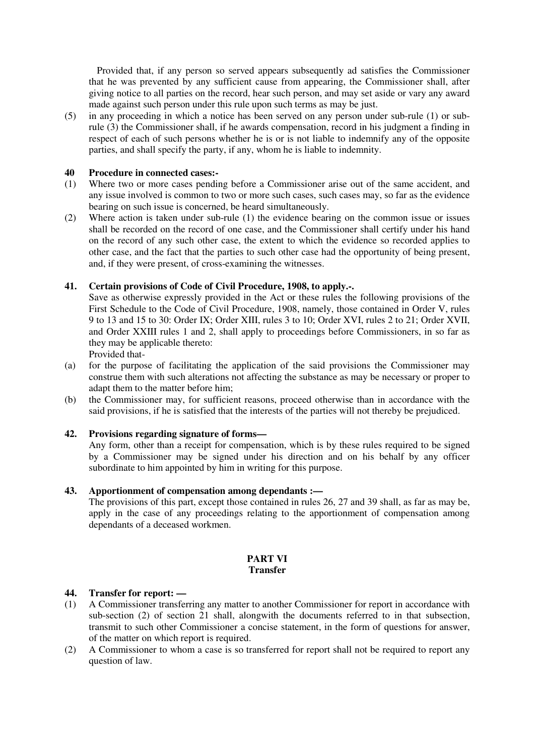Provided that, if any person so served appears subsequently ad satisfies the Commissioner that he was prevented by any sufficient cause from appearing, the Commissioner shall, after giving notice to all parties on the record, hear such person, and may set aside or vary any award made against such person under this rule upon such terms as may be just.

(5) in any proceeding in which a notice has been served on any person under sub-rule (1) or sub-rule (3) the Commissioner shall, if he awards compensation, record in his judgment a finding in respect of each of such persons whether he is or is not liable to indemnify any of the opposite parties, and shall specify the party, if any, whom he is liable to indemnity.

**40 Procedure in connected cases:-**

(1) Where two or more cases pending before a Commissioner arise out of the same accident, and any issue involved is common to two or more such cases, such cases may, so far as the evidence bearing on such issue is concerned, be heard simultaneously.

(2) Where action is taken under sub-rule (1) the evidence bearing on the common issue or issues shall be recorded on the record of one case, and the Commissioner shall certify under his hand on the record of any such other case, the extent to which the evidence so recorded applies to other case, and the fact that the parties to such other case had the opportunity of being present, and, if they were present, of cross-examining the witnesses.

**41. Certain provisions of Code of Civil Procedure, 1908, to apply.-.**

Save as otherwise expressly provided in the Act or these rules the following provisions of the First Schedule to the Code of Civil Procedure, 1908, namely, those contained in Order V, rules 9 to 13 and 15 to 30: Order IX; Order XIII, rules 3 to 10; Order XVI, rules 2 to 21; Order XVII, and Order XXIII rules 1 and 2, shall apply to proceedings before Commissioners, in so far as they may be applicable thereto:

Provided that-

(a) for the purpose of facilitating the application of the said provisions the Commissioner may construe them with such alterations not affecting the substance as may be necessary or proper to adapt them to the matter before him;

(b) the Commissioner may, for sufficient reasons, proceed otherwise than in accordance with the said provisions, if he is satisfied that the interests of the parties will not thereby be prejudiced.

**42. Provisions regarding signature of forms—**

Any form, other than a receipt for compensation, which is by these rules required to be signed by a Commissioner may be signed under his direction and on his behalf by any officer subordinate to him appointed by him in writing for this purpose.

**43. Apportionment of compensation among dependants :—**

The provisions of this part, except those contained in rules 26, 27 and 39 shall, as far as may be, apply in the case of any proceedings relating to the apportionment of compensation among dependants of a deceased workmen.

## PART VI
## Transfer

**44. Transfer for report: —**

(1) A Commissioner transferring any matter to another Commissioner for report in accordance with sub-section (2) of section 21 shall, alongwith the documents referred to in that subsection, transmit to such other Commissioner a concise statement, in the form of questions for answer, of the matter on which report is required.

(2) A Commissioner to whom a case is so transferred for report shall not be required to report any question of law.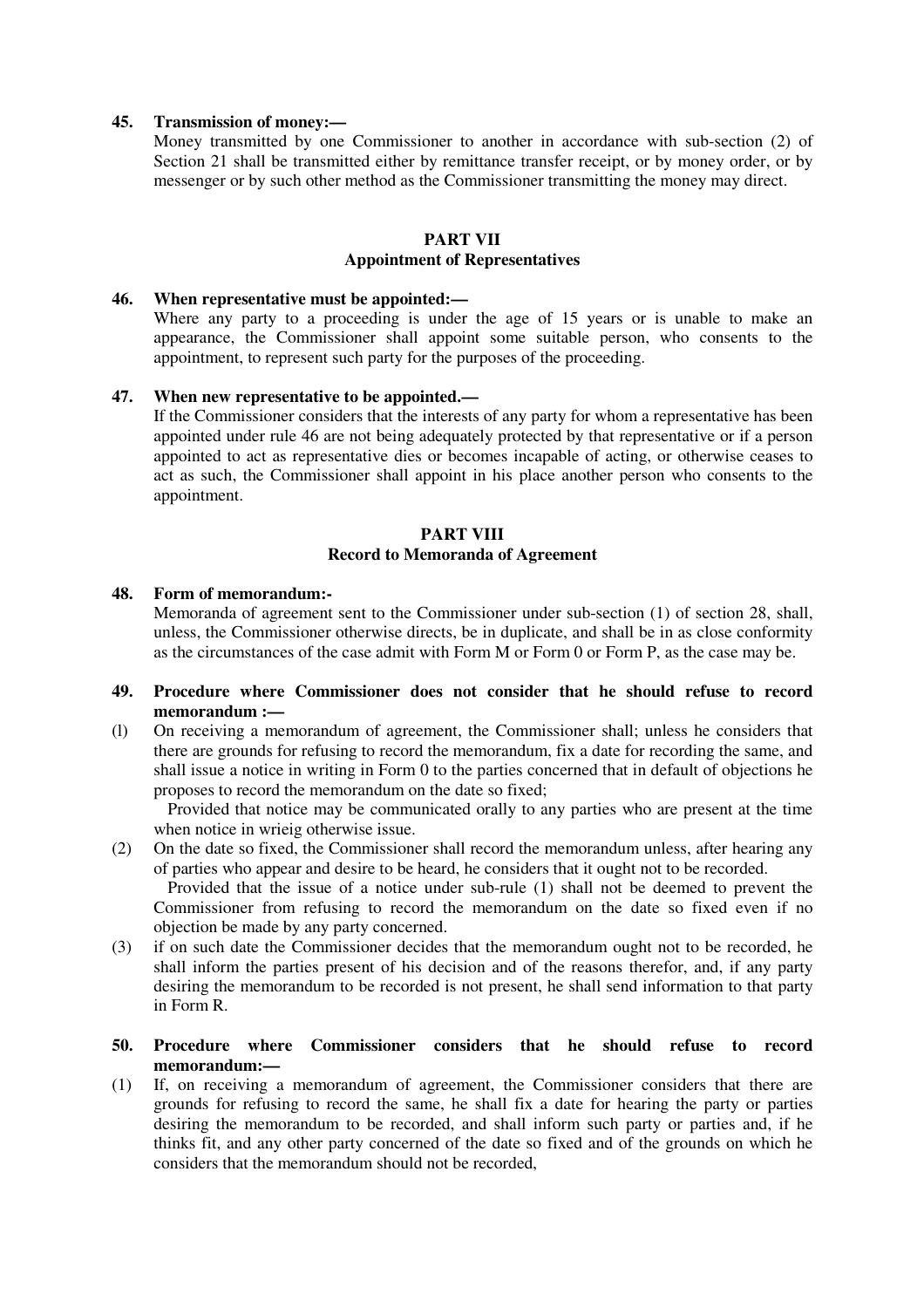**45. Transmission of money:—**

Money transmitted by one Commissioner to another in accordance with sub-section (2) of Section 21 shall be transmitted either by remittance transfer receipt, or by money order, or by messenger or by such other method as the Commissioner transmitting the money may direct.

## PART VII
### Appointment of Representatives

**46. When representative must be appointed:—**

Where any party to a proceeding is under the age of 15 years or is unable to make an appearance, the Commissioner shall appoint some suitable person, who consents to the appointment, to represent such party for the purposes of the proceeding.

**47. When new representative to be appointed.—**

If the Commissioner considers that the interests of any party for whom a representative has been appointed under rule 46 are not being adequately protected by that representative or if a person appointed to act as representative dies or becomes incapable of acting, or otherwise ceases to act as such, the Commissioner shall appoint in his place another person who consents to the appointment.

## PART VIII
### Record to Memoranda of Agreement

**48. Form of memorandum:-**

Memoranda of agreement sent to the Commissioner under sub-section (1) of section 28, shall, unless, the Commissioner otherwise directs, be in duplicate, and shall be in as close conformity as the circumstances of the case admit with Form M or Form 0 or Form P, as the case may be.

**49. Procedure where Commissioner does not consider that he should refuse to record memorandum :—**

(l) On receiving a memorandum of agreement, the Commissioner shall; unless he considers that there are grounds for refusing to record the memorandum, fix a date for recording the same, and shall issue a notice in writing in Form 0 to the parties concerned that in default of objections he proposes to record the memorandum on the date so fixed;

Provided that notice may be communicated orally to any parties who are present at the time when notice in wrieig otherwise issue.

(2) On the date so fixed, the Commissioner shall record the memorandum unless, after hearing any of parties who appear and desire to be heard, he considers that it ought not to be recorded.

Provided that the issue of a notice under sub-rule (1) shall not be deemed to prevent the Commissioner from refusing to record the memorandum on the date so fixed even if no objection be made by any party concerned.

(3) if on such date the Commissioner decides that the memorandum ought not to be recorded, he shall inform the parties present of his decision and of the reasons therefor, and, if any party desiring the memorandum to be recorded is not present, he shall send information to that party in Form R.

**50. Procedure where Commissioner considers that he should refuse to record memorandum:—**

(1) If, on receiving a memorandum of agreement, the Commissioner considers that there are grounds for refusing to record the same, he shall fix a date for hearing the party or parties desiring the memorandum to be recorded, and shall inform such party or parties and, if he thinks fit, and any other party concerned of the date so fixed and of the grounds on which he considers that the memorandum should not be recorded,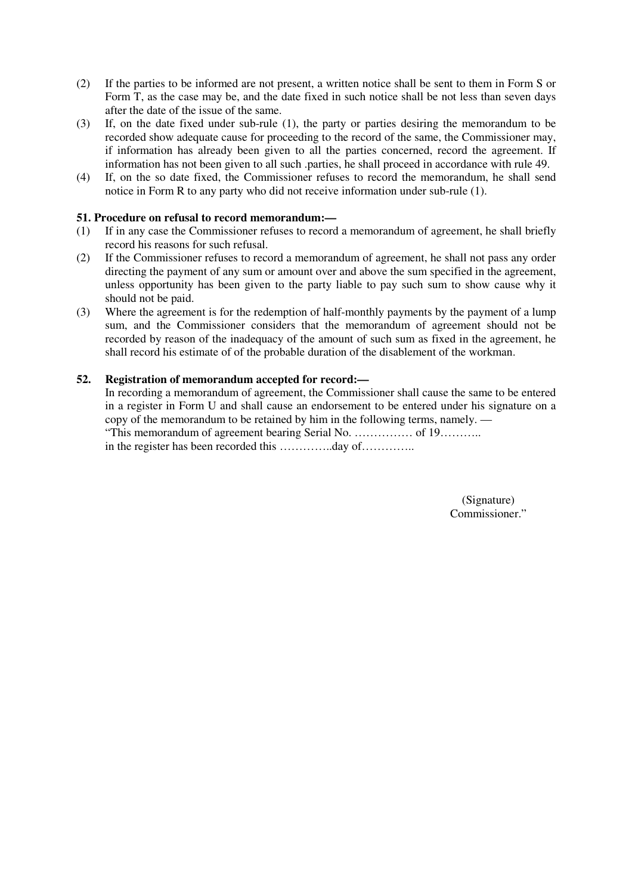(2) If the parties to be informed are not present, a written notice shall be sent to them in Form S or Form T, as the case may be, and the date fixed in such notice shall be not less than seven days after the date of the issue of the same.

(3) If, on the date fixed under sub-rule (1), the party or parties desiring the memorandum to be recorded show adequate cause for proceeding to the record of the same, the Commissioner may, if information has already been given to all the parties concerned, record the agreement. If information has not been given to all such .parties, he shall proceed in accordance with rule 49.

(4) If, on the so date fixed, the Commissioner refuses to record the memorandum, he shall send notice in Form R to any party who did not receive information under sub-rule (1).

**51. Procedure on refusal to record memorandum:—**

(1) If in any case the Commissioner refuses to record a memorandum of agreement, he shall briefly record his reasons for such refusal.

(2) If the Commissioner refuses to record a memorandum of agreement, he shall not pass any order directing the payment of any sum or amount over and above the sum specified in the agreement, unless opportunity has been given to the party liable to pay such sum to show cause why it should not be paid.

(3) Where the agreement is for the redemption of half-monthly payments by the payment of a lump sum, and the Commissioner considers that the memorandum of agreement should not be recorded by reason of the inadequacy of the amount of such sum as fixed in the agreement, he shall record his estimate of of the probable duration of the disablement of the workman.

**52. Registration of memorandum accepted for record:—**

In recording a memorandum of agreement, the Commissioner shall cause the same to be entered in a register in Form U and shall cause an endorsement to be entered under his signature on a copy of the memorandum to be retained by him in the following terms, namely. —

"This memorandum of agreement bearing Serial No. …………… of 19………..
in the register has been recorded this …………..day of…………..

(Signature)
Commissioner."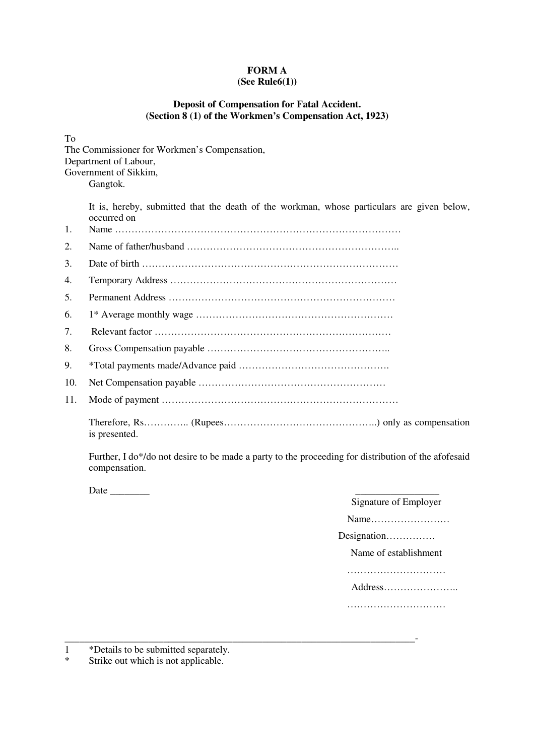**FORM A**
**(See Rule6(1))**

**Deposit of Compensation for Fatal Accident.**
**(Section 8 (1) of the Workmen's Compensation Act, 1923)**

To
The Commissioner for Workmen's Compensation,
Department of Labour,
Government of Sikkim,
Gangtok.

It is, hereby, submitted that the death of the workman, whose particulars are given below, occurred on

1. Name ……………………………………………………………………………
2. Name of father/husband ………………………………………………………..
3. Date of birth ……………………………………………………………………
4. Temporary Address ……………………………………………………………
5. Permanent Address ……………………………………………………………
6. 1* Average monthly wage ……………………………………………………
7. Relevant factor ………………………………………………………………
8. Gross Compensation payable ………………………………………………..
9. *Total payments made/Advance paid ……………………………………….
10. Net Compensation payable …………………………………………………
11. Mode of payment ………………………………………………………………

Therefore, Rs………….. (Rupees………………………………………..) only as compensation is presented.

Further, I do*/do not desire to be made a party to the proceeding for distribution of the afofesaid compensation.

Date ________

________________
Signature of Employer

Name……………………

Designation……………

Name of establishment

…………………………

Address…………………..

…………………………

---

1 *Details to be submitted separately.

\* Strike out which is not applicable.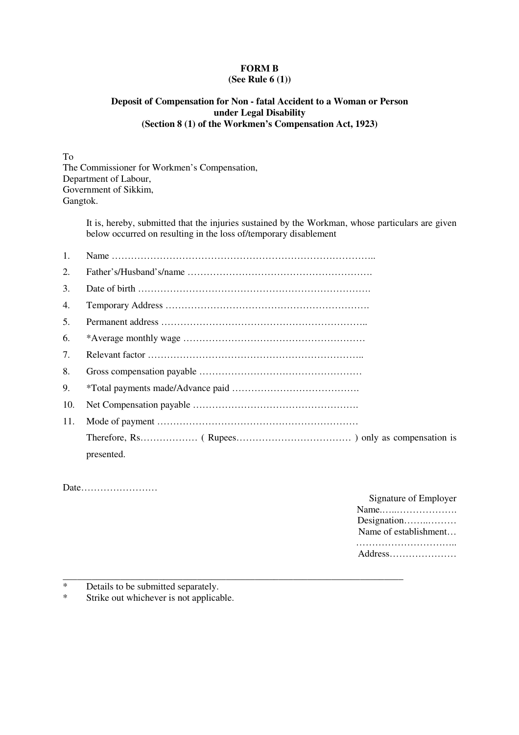**FORM B**
**(See Rule 6 (1))**

**Deposit of Compensation for Non - fatal Accident to a Woman or Person under Legal Disability**
**(Section 8 (1) of the Workmen's Compensation Act, 1923)**

To
The Commissioner for Workmen's Compensation,
Department of Labour,
Government of Sikkim,
Gangtok.

It is, hereby, submitted that the injuries sustained by the Workman, whose particulars are given below occurred on resulting in the loss of/temporary disablement

1. Name …………………………………………………………………………..
2. Father's/Husband's/name ………………………………………………….
3. Date of birth ……………………………………………………………….
4. Temporary Address ……………………………………………………….
5. Permanent address ………………………………………………………..
6. *Average monthly wage …………………………………………………
7. Relevant factor …………………………………………………………..
8. Gross compensation payable ……………………………………………
9. *Total payments made/Advance paid ………………………………….
10. Net Compensation payable …………………………………………….
11. Mode of payment ………………………………………………………

Therefore, Rs……………… ( Rupees……………………………… ) only as compensation is presented.

Date……………………

Signature of Employer
Name.…..……………….
Designation……..………
Name of establishment…
…………………………..
Address…………………

---

\* Details to be submitted separately.
\* Strike out whichever is not applicable.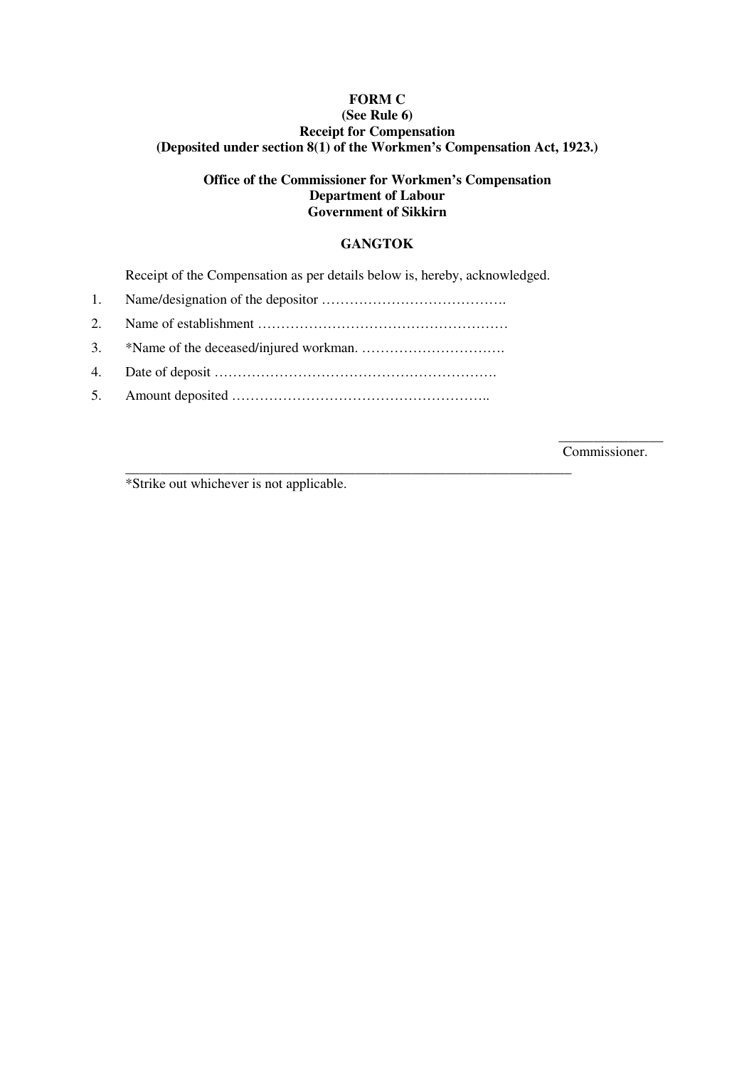**FORM C**
**(See Rule 6)**
**Receipt for Compensation**
**(Deposited under section 8(1) of the Workmen's Compensation Act, 1923.)**

**Office of the Commissioner for Workmen's Compensation**
**Department of Labour**
**Government of Sikkirn**

**GANGTOK**

Receipt of the Compensation as per details below is, hereby, acknowledged.

1. Name/designation of the depositor ………………………………….
2. Name of establishment ………………………………………………
3. *Name of the deceased/injured workman. ………………………….
4. Date of deposit …………………………………………………….
5. Amount deposited ………………………………………………..

\_\_\_\_\_\_\_\_\_\_\_\_\_\_
Commissioner.

---

*Strike out whichever is not applicable.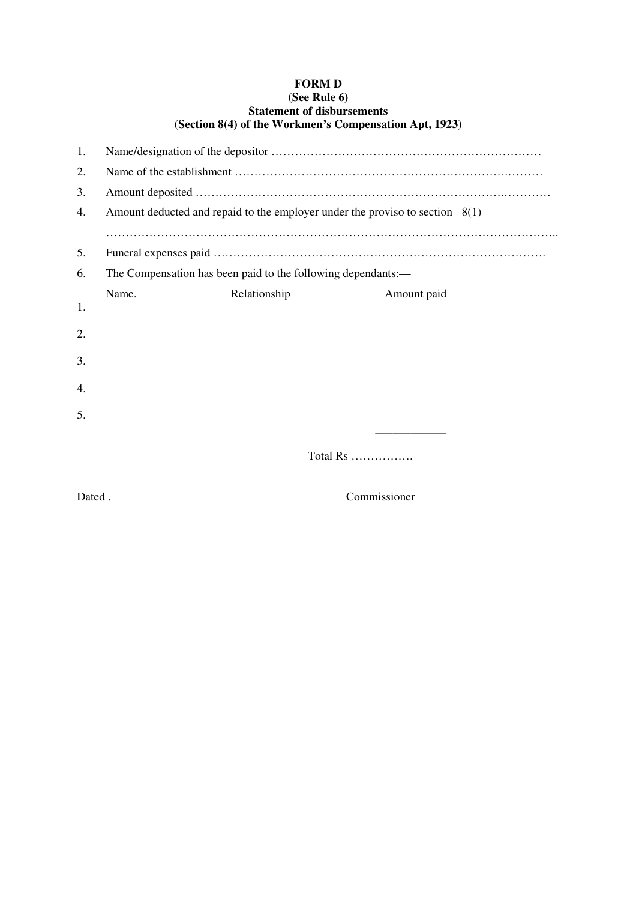**FORM D**
**(See Rule 6)**
**Statement of disbursements**
**(Section 8(4) of the Workmen's Compensation Apt, 1923)**

1. Name/designation of the depositor ……………………………………………………………
2. Name of the establishment ……………………………………………………………………
3. Amount deposited ………………………………………………………………………………
4. Amount deducted and repaid to the employer under the proviso to section 8(1) ……………………………………………………………………………………………………..
5. Funeral expenses paid …………………………………………………………………………….
6. The Compensation has been paid to the following dependants:—

| | Name. | Relationship | Amount paid |
|---|---|---|---|
| 1. | | | |
| 2. | | | |
| 3. | | | |
| 4. | | | |
| 5. | | | |

Total Rs …………….

Dated .

Commissioner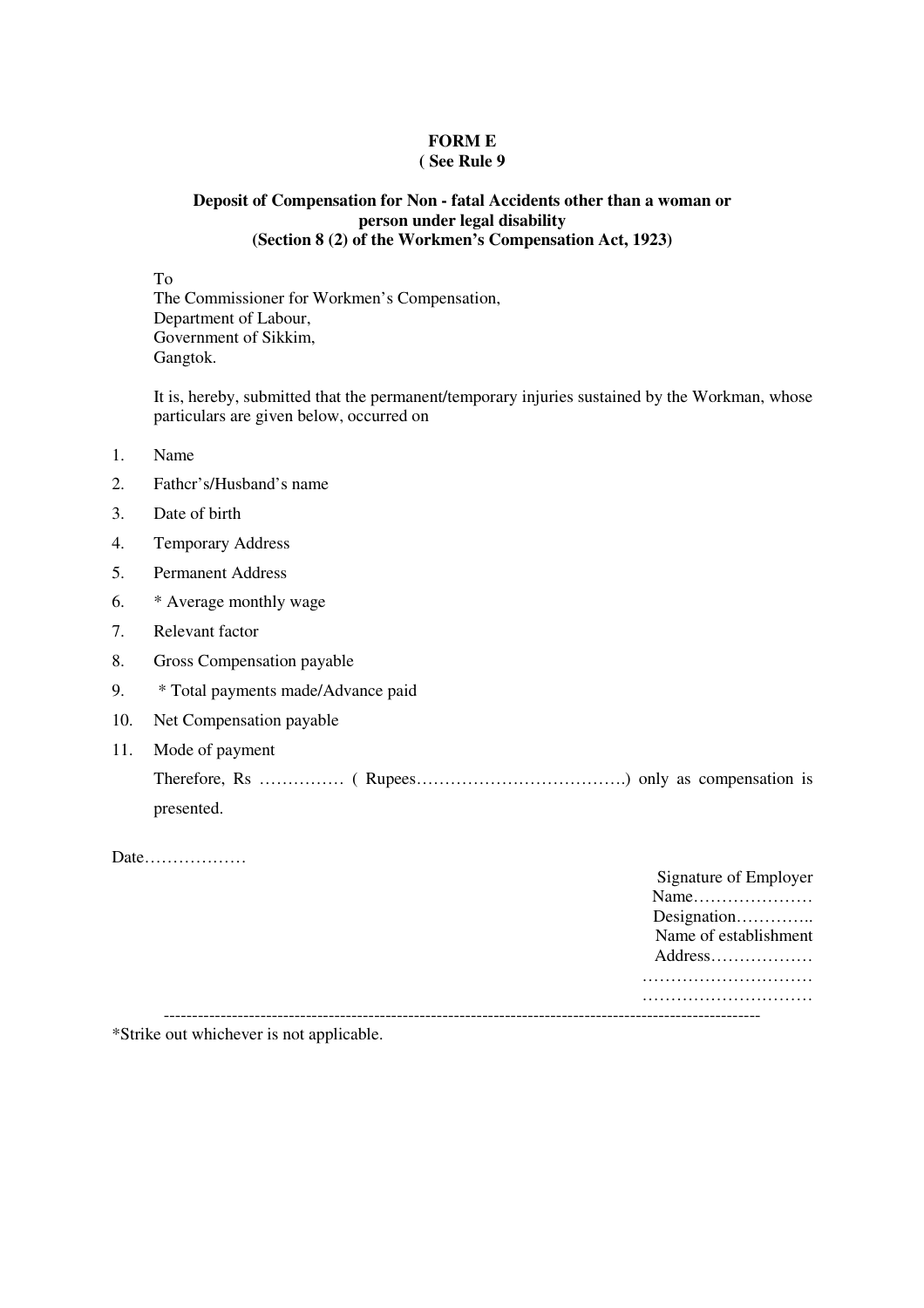**FORM E**
**( See Rule 9**

**Deposit of Compensation for Non - fatal Accidents other than a woman or person under legal disability**
**(Section 8 (2) of the Workmen's Compensation Act, 1923)**

To
The Commissioner for Workmen's Compensation,
Department of Labour,
Government of Sikkim,
Gangtok.

It is, hereby, submitted that the permanent/temporary injuries sustained by the Workman, whose particulars are given below, occurred on

1. Name
2. Fathcr's/Husband's name
3. Date of birth
4. Temporary Address
5. Permanent Address
6. * Average monthly wage
7. Relevant factor
8. Gross Compensation payable
9. * Total payments made/Advance paid
10. Net Compensation payable
11. Mode of payment

Therefore, Rs …………… ( Rupees……………………………….) only as compensation is presented.

Date………………

Signature of Employer
Name…………………
Designation…………..
Name of establishment
Address………………
…………………………
…………………………

---

*Strike out whichever is not applicable.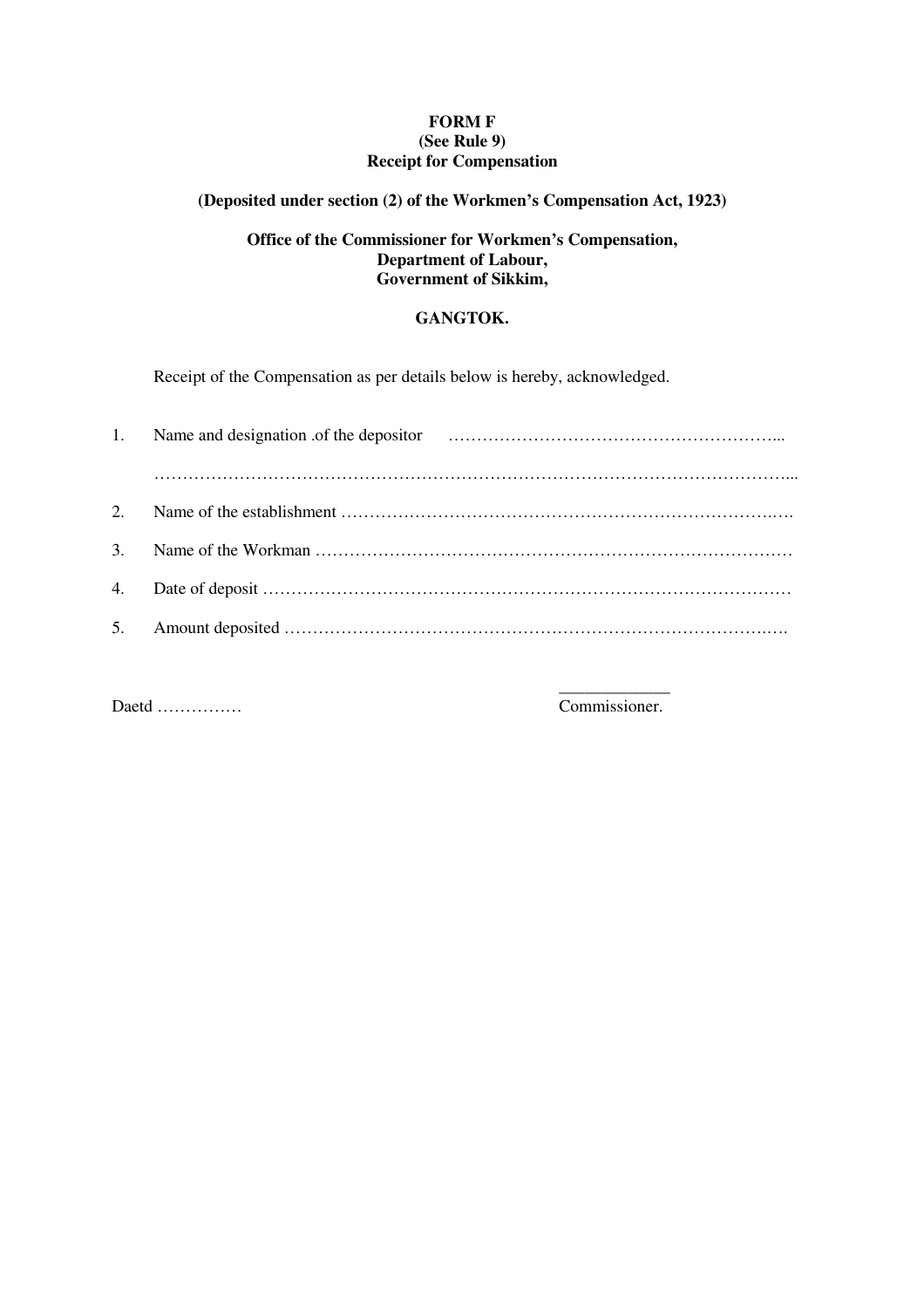**FORM F**
**(See Rule 9)**
**Receipt for Compensation**

**(Deposited under section (2) of the Workmen's Compensation Act, 1923)**

**Office of the Commissioner for Workmen's Compensation,**
**Department of Labour,**
**Government of Sikkim,**

**GANGTOK.**

Receipt of the Compensation as per details below is hereby, acknowledged.

1. Name and designation .of the depositor …………………………………………………...
   ……………………………………………………………………………………………………...
2. Name of the establishment ……………………………………………………………….….
3. Name of the Workman …………………………………………………………………………
4. Date of deposit ………………………………………………………………………………
5. Amount deposited ………………………………………………………………………….….

Daetd ……………

____________
Commissioner.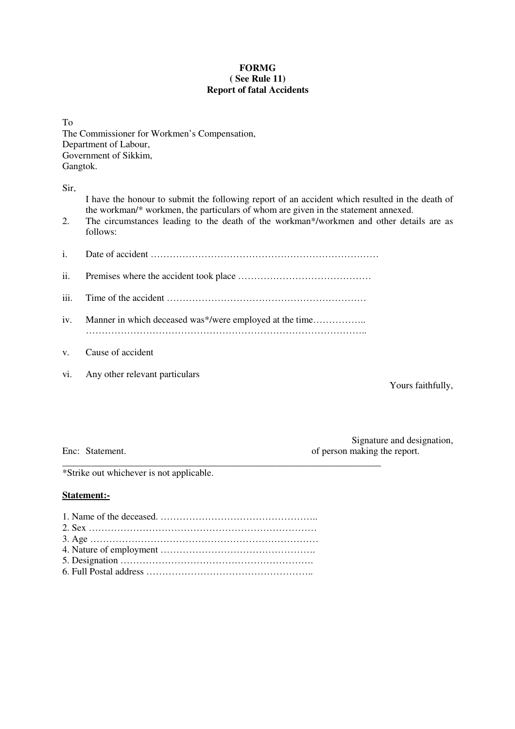**FORMG**
**( See Rule 11)**
**Report of fatal Accidents**

To
The Commissioner for Workmen's Compensation,
Department of Labour,
Government of Sikkim,
Gangtok.

Sir,

I have the honour to submit the following report of an accident which resulted in the death of the workman/* workmen, the particulars of whom are given in the statement annexed.

2. The circumstances leading to the death of the workman*/workmen and other details are as follows:

i. Date of accident ………………………………………………………………

ii. Premises where the accident took place ……………………………………

iii. Time of the accident ………………………………………………………

iv. Manner in which deceased was*/were employed at the time……………..
………………………………………………………………………………..

v. Cause of accident

vi. Any other relevant particulars

Yours faithfully,

Signature and designation,
of person making the report.

Enc: Statement.

---

*Strike out whichever is not applicable.

**Statement:-**

1. Name of the deceased. …………………………………………..
2. Sex ………………………………………………………………
3. Age ………………………………………………………………
4. Nature of employment ………………………………………….
5. Designation …………………………………………………….
6. Full Postal address ……………………………………………..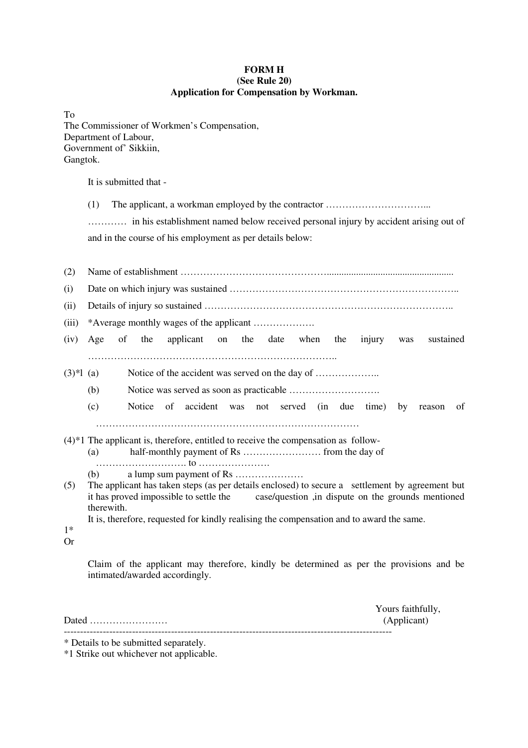**FORM H**
**(See Rule 20)**
**Application for Compensation by Workman.**

To
The Commissioner of Workmen's Compensation,
Department of Labour,
Government of' Sikkiin,
Gangtok.

It is submitted that -

(1) The applicant, a workman employed by the contractor …………………………...
………… in his establishment named below received personal injury by accident arising out of and in the course of his employment as per details below:

(2) Name of establishment ………………………………………...................................................

(i) Date on which injury was sustained ……………………………………………………………..

(ii) Details of injury so sustained ………………………………………………………………….

(iii) *Average monthly wages of the applicant ……………….

(iv) Age of the applicant on the date when the injury was sustained …………………………………………………………………..

(3)*1 (a) Notice of the accident was served on the day of ………………..

(b) Notice was served as soon as practicable ……………………….

(c) Notice of accident was not served (in due time) by reason of ……………………………………………………………………….

(4)*1 The applicant is, therefore, entitled to receive the compensation as follow-

(a) half-monthly payment of Rs …………………… from the day of ………………………. to ………………….

(b) a lump sum payment of Rs …………………

(5) The applicant has taken steps (as per details enclosed) to secure a settlement by agreement but it has proved impossible to settle the case/question ,in dispute on the grounds mentioned therewith.

It is, therefore, requested for kindly realising the compensation and to award the same.

1*
Or

Claim of the applicant may therefore, kindly be determined as per the provisions and be intimated/awarded accordingly.

Yours faithfully,
(Applicant)

Dated ……………………

---

* Details to be submitted separately.
*1 Strike out whichever not applicable.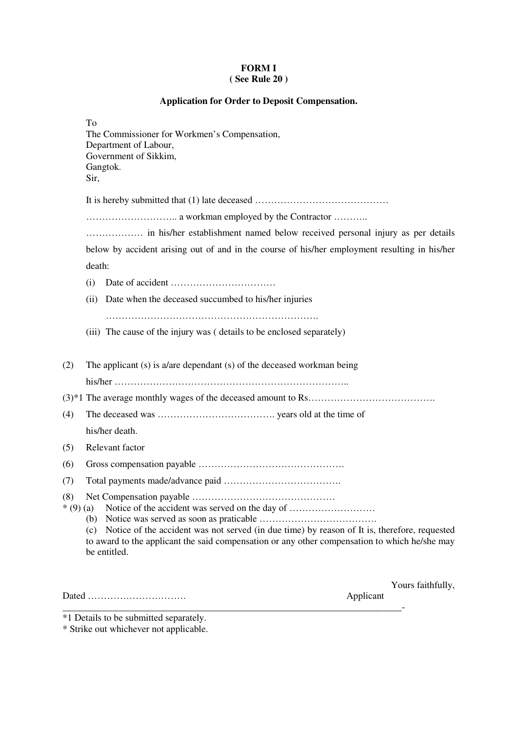**FORM I**
**( See Rule 20 )**

**Application for Order to Deposit Compensation.**

To
The Commissioner for Workmen's Compensation,
Department of Labour,
Government of Sikkim,
Gangtok.
Sir,

It is hereby submitted that (1) late deceased ……………………………………
……………………….. a workman employed by the Contractor ………..
……………… in his/her establishment named below received personal injury as per details below by accident arising out of and in the course of his/her employment resulting in his/her death:

(i) Date of accident ……………………………
(ii) Date when the deceased succumbed to his/her injuries ………………………………………………………….
(iii) The cause of the injury was ( details to be enclosed separately)

(2) The applicant (s) is a/are dependant (s) of the deceased workman being his/her ………………………………………………………………..

(3)*1 The average monthly wages of the deceased amount to Rs………………………………….

(4) The deceased was ………………………………. years old at the time of his/her death.

(5) Relevant factor

(6) Gross compensation payable ……………………………………….

(7) Total payments made/advance paid ……………………………….

(8) Net Compensation payable ………………………………………

\* (9) (a) Notice of the accident was served on the day of ………………………

(b) Notice was served as soon as praticable ……………………………….

(c) Notice of the accident was not served (in due time) by reason of It is, therefore, requested to award to the applicant the said compensation or any other compensation to which he/she may be entitled.

Yours faithfully,

Dated …………………………. Applicant

---

*1 Details to be submitted separately.

\* Strike out whichever not applicable.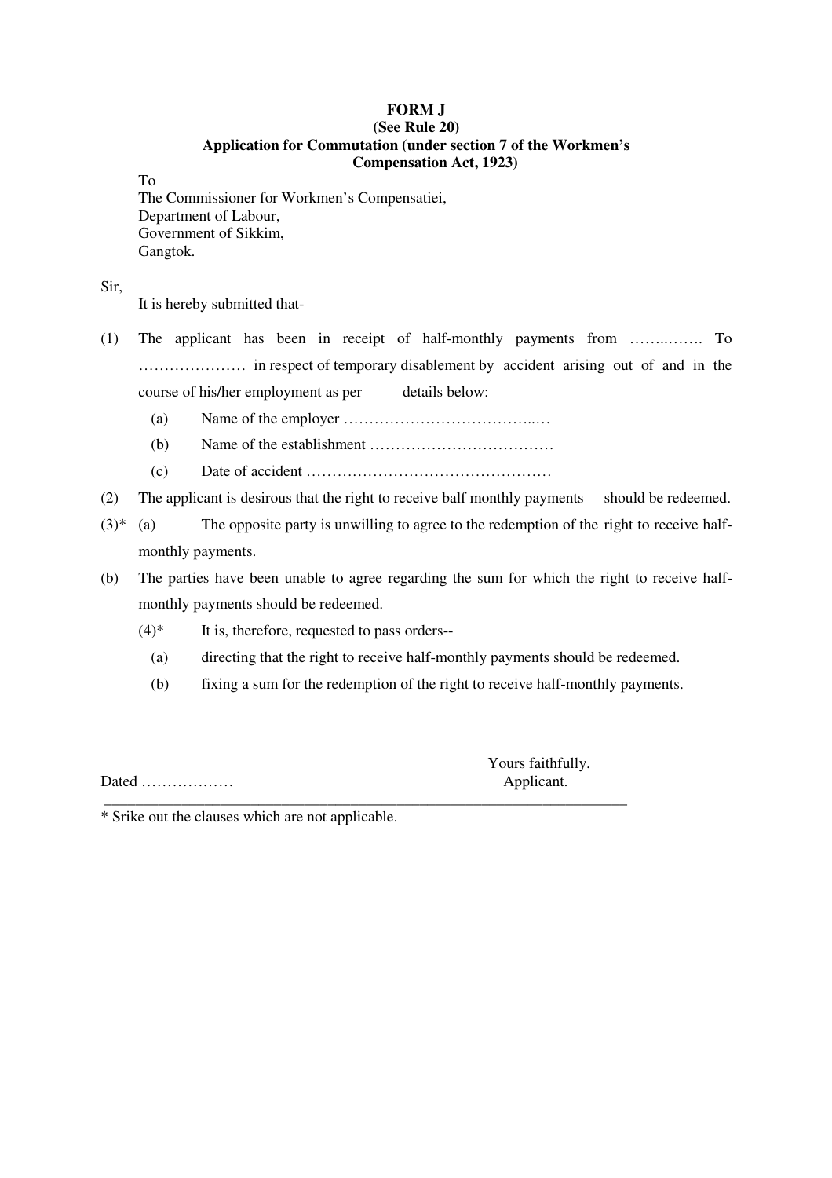**FORM J**
**(See Rule 20)**
**Application for Commutation (under section 7 of the Workmen's Compensation Act, 1923)**

To
The Commissioner for Workmen's Compensatiei,
Department of Labour,
Government of Sikkim,
Gangtok.

Sir,

It is hereby submitted that-

(1) The applicant has been in receipt of half-monthly payments from ……..……. To ………………… in respect of temporary disablement by accident arising out of and in the course of his/her employment as per details below:

(a) Name of the employer ………………………………..…

(b) Name of the establishment ………………………………

(c) Date of accident …………………………………………

(2) The applicant is desirous that the right to receive balf monthly payments should be redeemed.

(3)* (a) The opposite party is unwilling to agree to the redemption of the right to receive half-monthly payments.

(b) The parties have been unable to agree regarding the sum for which the right to receive half-monthly payments should be redeemed.

(4)* It is, therefore, requested to pass orders--

(a) directing that the right to receive half-monthly payments should be redeemed.

(b) fixing a sum for the redemption of the right to receive half-monthly payments.

Dated ………………

Yours faithfully.
Applicant.

---

\* Srike out the clauses which are not applicable.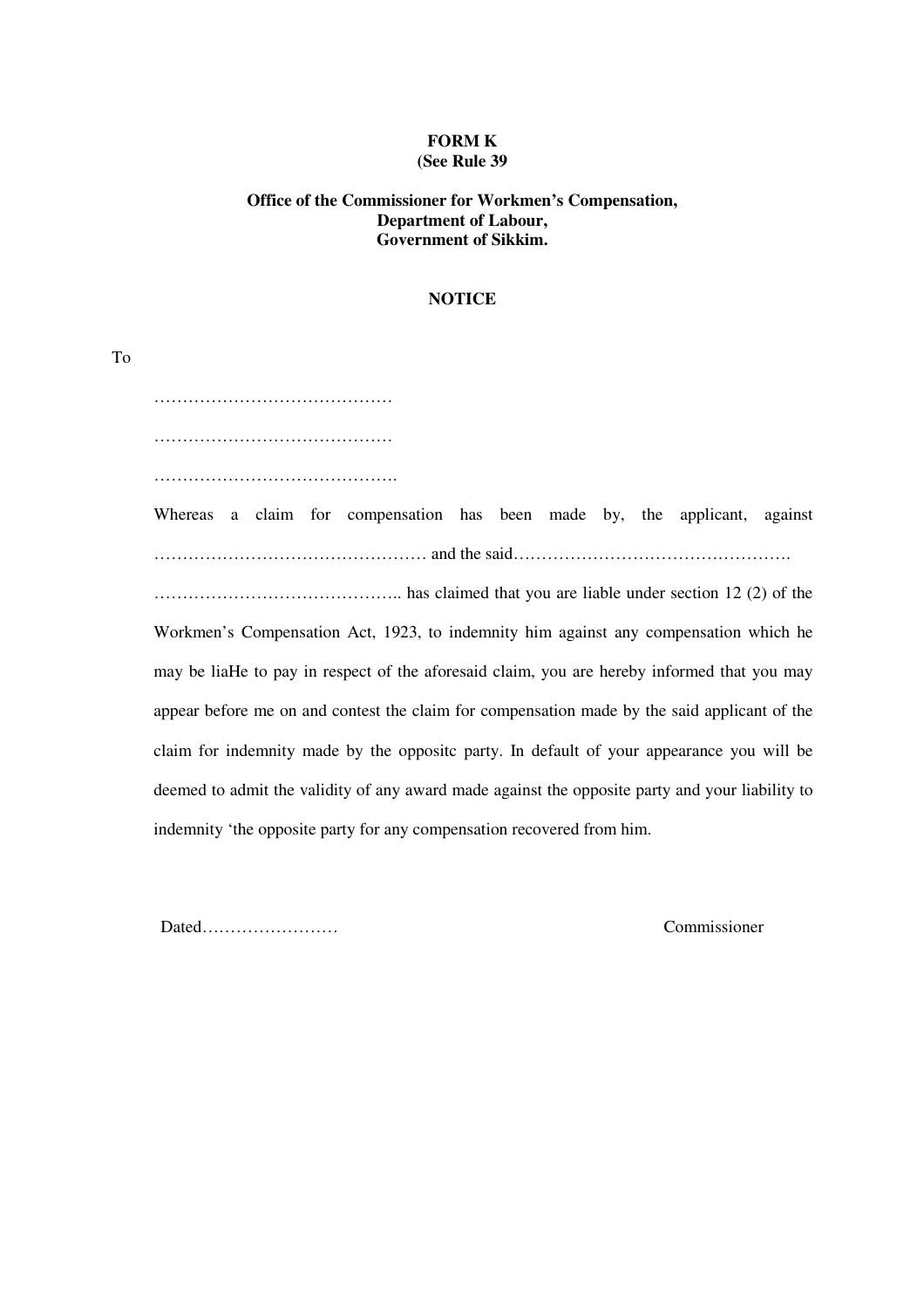**FORM K**
**(See Rule 39**

**Office of the Commissioner for Workmen's Compensation,**
**Department of Labour,**
**Government of Sikkim.**

**NOTICE**

To

……………………………………

……………………………………

…………………………………….

Whereas a claim for compensation has been made by, the applicant, against ………………………………………… and the said………………………………………….

…………………………………….. has claimed that you are liable under section 12 (2) of the Workmen's Compensation Act, 1923, to indemnity him against any compensation which he may be liaHe to pay in respect of the aforesaid claim, you are hereby informed that you may appear before me on and contest the claim for compensation made by the said applicant of the claim for indemnity made by the oppositc party. In default of your appearance you will be deemed to admit the validity of any award made against the opposite party and your liability to indemnity 'the opposite party for any compensation recovered from him.

Dated……………………  Commissioner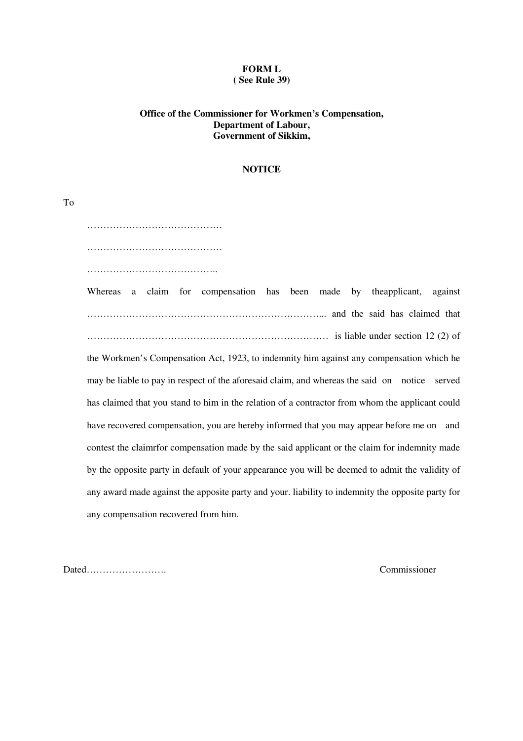**FORM L**
**( See Rule 39)**

**Office of the Commissioner for Workmen's Compensation,**
**Department of Labour,**
**Government of Sikkim,**

**NOTICE**

To

……………………………………

……………………………………

…………………………………..

Whereas a claim for compensation has been made by theapplicant, against ………………………………………………………………... and the said has claimed that ………………………………………………………………… is liable under section 12 (2) of the Workmen's Compensation Act, 1923, to indemnity him against any compensation which he may be liable to pay in respect of the aforesaid claim, and whereas the said on notice served has claimed that you stand to him in the relation of a contractor from whom the applicant could have recovered compensation, you are hereby informed that you may appear before me on and contest the claimrfor compensation made by the said applicant or the claim for indemnity made by the opposite party in default of your appearance you will be deemed to admit the validity of any award made against the apposite party and your. liability to indemnity the opposite party for any compensation recovered from him.

Dated……………………. Commissioner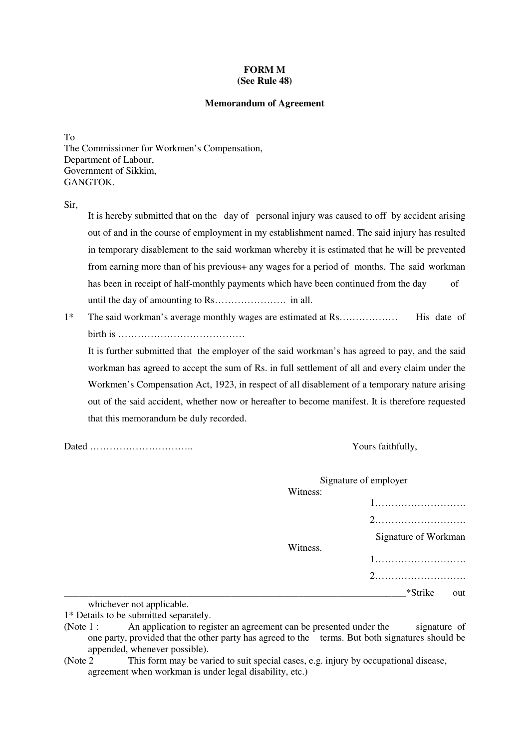**FORM M**
**(See Rule 48)**

**Memorandum of Agreement**

To
The Commissioner for Workmen's Compensation,
Department of Labour,
Government of Sikkim,
GANGTOK.

Sir,

It is hereby submitted that on the day of personal injury was caused to off by accident arising out of and in the course of employment in my establishment named. The said injury has resulted in temporary disablement to the said workman whereby it is estimated that he will be prevented from earning more than of his previous+ any wages for a period of months. The said workman has been in receipt of half-monthly payments which have been continued from the day of until the day of amounting to Rs…………………. in all.

1* The said workman's average monthly wages are estimated at Rs……………… His date of birth is …………………………………

It is further submitted that the employer of the said workman's has agreed to pay, and the said workman has agreed to accept the sum of Rs. in full settlement of all and every claim under the Workmen's Compensation Act, 1923, in respect of all disablement of a temporary nature arising out of the said accident, whether now or hereafter to become manifest. It is therefore requested that this memorandum be duly recorded.

Dated …………………………..

Yours faithfully,

Signature of employer

Witness:
1……………………….
2……………………….

Signature of Workman

Witness.
1……………………….
2……………………….

---

*Strike out whichever not applicable.

1* Details to be submitted separately.

(Note 1 : An application to register an agreement can be presented under the signature of one party, provided that the other party has agreed to the terms. But both signatures should be appended, whenever possible).

(Note 2 This form may be varied to suit special cases, e.g. injury by occupational disease, agreement when workman is under legal disability, etc.)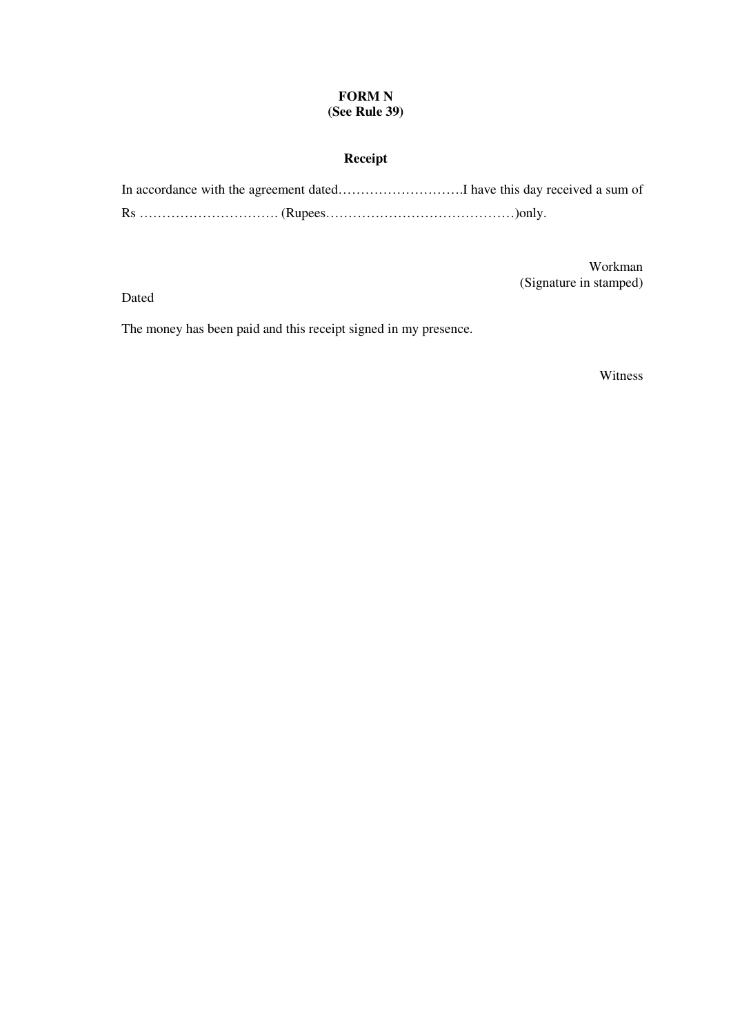**FORM N**
**(See Rule 39)**

**Receipt**

In accordance with the agreement dated……………………….I have this day received a sum of Rs …………………………. (Rupees……………………………………)only.

Workman
(Signature in stamped)

Dated

The money has been paid and this receipt signed in my presence.

Witness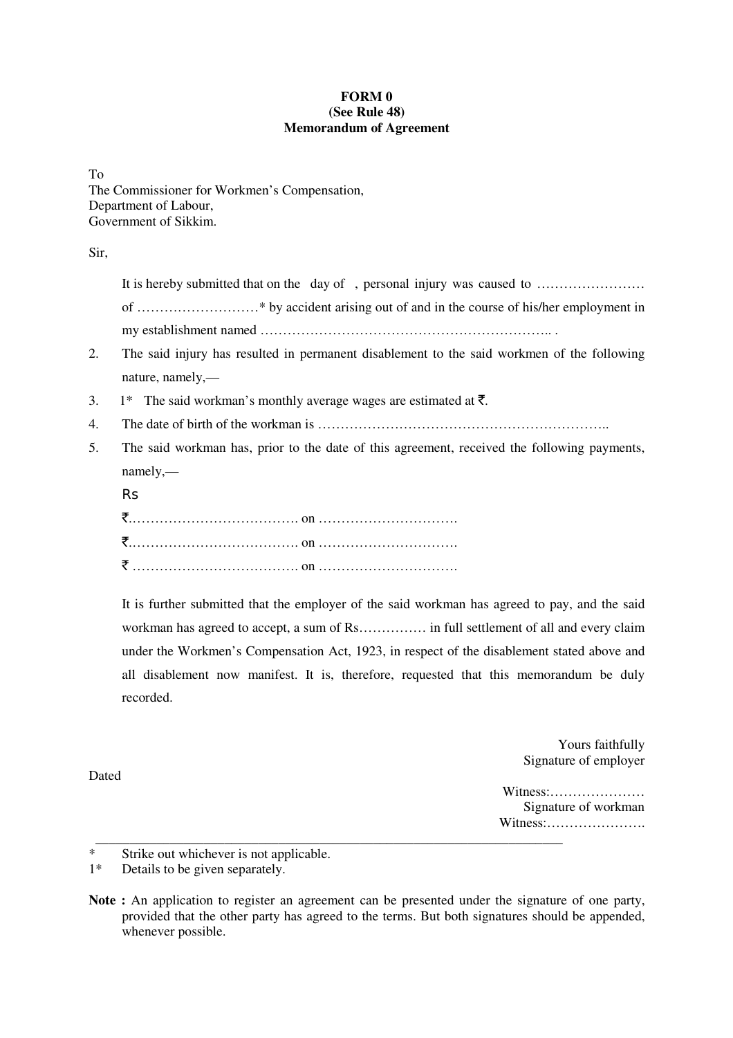**FORM 0**
**(See Rule 48)**
**Memorandum of Agreement**

To
The Commissioner for Workmen's Compensation,
Department of Labour,
Government of Sikkim.

Sir,

It is hereby submitted that on the day of , personal injury was caused to …………………… of ………………………* by accident arising out of and in the course of his/her employment in my establishment named ……………………………………………………….. .

2. The said injury has resulted in permanent disablement to the said workmen of the following nature, namely,—

3. 1* The said workman's monthly average wages are estimated at ₹.

4. The date of birth of the workman is ………………………………………………………..

5. The said workman has, prior to the date of this agreement, received the following payments, namely,—

Rs

₹………………………………. on ………………………….

₹………………………………. on ………………………….

₹ ………………………………. on ………………………….

It is further submitted that the employer of the said workman has agreed to pay, and the said workman has agreed to accept, a sum of Rs…………… in full settlement of all and every claim under the Workmen's Compensation Act, 1923, in respect of the disablement stated above and all disablement now manifest. It is, therefore, requested that this memorandum be duly recorded.

Yours faithfully
Signature of employer

Dated

Witness:…………………
Signature of workman
Witness:………………….

---

\* Strike out whichever is not applicable.
1* Details to be given separately.

**Note :** An application to register an agreement can be presented under the signature of one party, provided that the other party has agreed to the terms. But both signatures should be appended, whenever possible.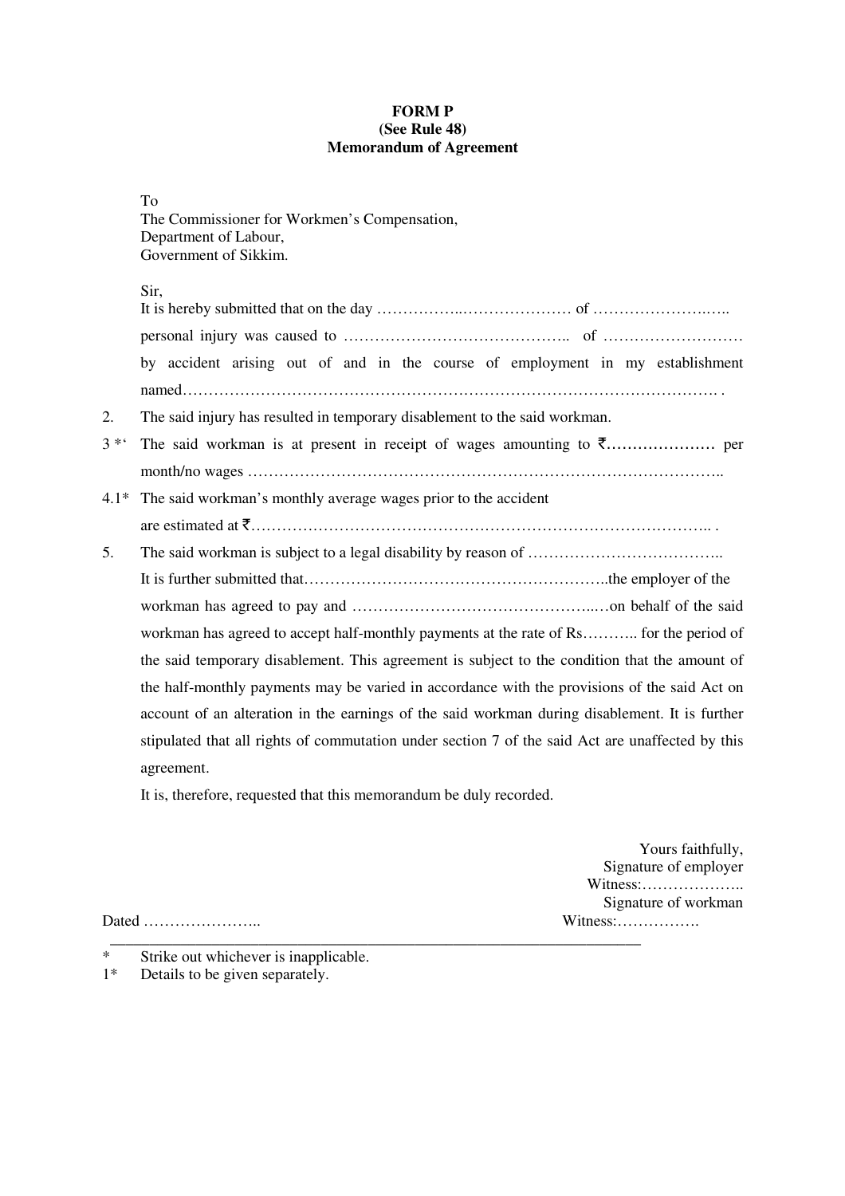**FORM P**
**(See Rule 48)**
**Memorandum of Agreement**

To
The Commissioner for Workmen's Compensation,
Department of Labour,
Government of Sikkim.

Sir,

It is hereby submitted that on the day ……………..………………… of …………………..….. personal injury was caused to …………………………………….. of ……………………… by accident arising out of and in the course of employment in my establishment named……………………………………………………………………………………… .

2. The said injury has resulted in temporary disablement to the said workman.

3 *' The said workman is at present in receipt of wages amounting to ₹………………… per month/no wages ……………………………………………………………………………..

4.1* The said workman's monthly average wages prior to the accident are estimated at ₹……………………………………………………………………………… .

5. The said workman is subject to a legal disability by reason of ………………………………..

It is further submitted that…………………………………………………..the employer of the workman has agreed to pay and …………………………………………..…on behalf of the said workman has agreed to accept half-monthly payments at the rate of Rs……….. for the period of the said temporary disablement. This agreement is subject to the condition that the amount of the half-monthly payments may be varied in accordance with the provisions of the said Act on account of an alteration in the earnings of the said workman during disablement. It is further stipulated that all rights of commutation under section 7 of the said Act are unaffected by this agreement.

It is, therefore, requested that this memorandum be duly recorded.

Yours faithfully,
Signature of employer
Witness:………………..
Signature of workman
Witness:…………….

Dated …………………..

---

\* Strike out whichever is inapplicable.

1\* Details to be given separately.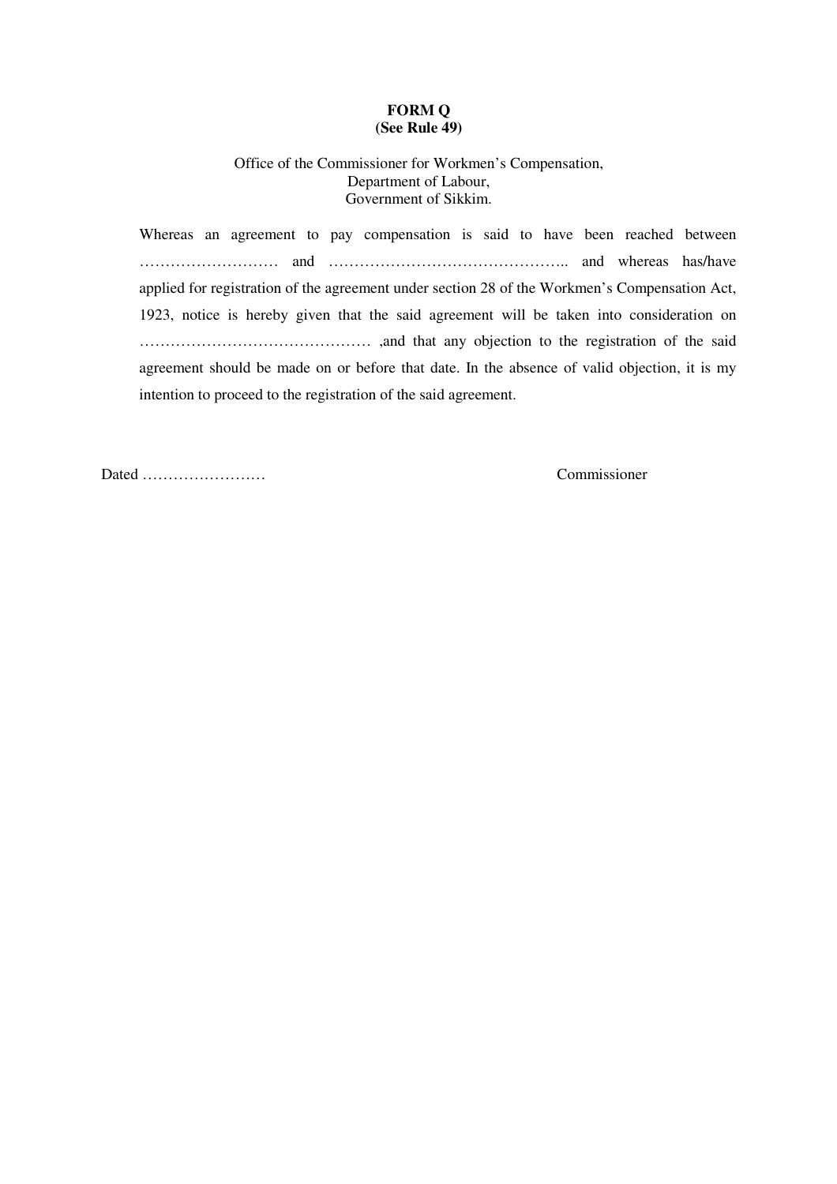**FORM Q**
**(See Rule 49)**

Office of the Commissioner for Workmen's Compensation,
Department of Labour,
Government of Sikkim.

Whereas an agreement to pay compensation is said to have been reached between ……………………… and ……………………………………….. and whereas has/have applied for registration of the agreement under section 28 of the Workmen's Compensation Act, 1923, notice is hereby given that the said agreement will be taken into consideration on ……………………………………… ,and that any objection to the registration of the said agreement should be made on or before that date. In the absence of valid objection, it is my intention to proceed to the registration of the said agreement.

Dated …………………… Commissioner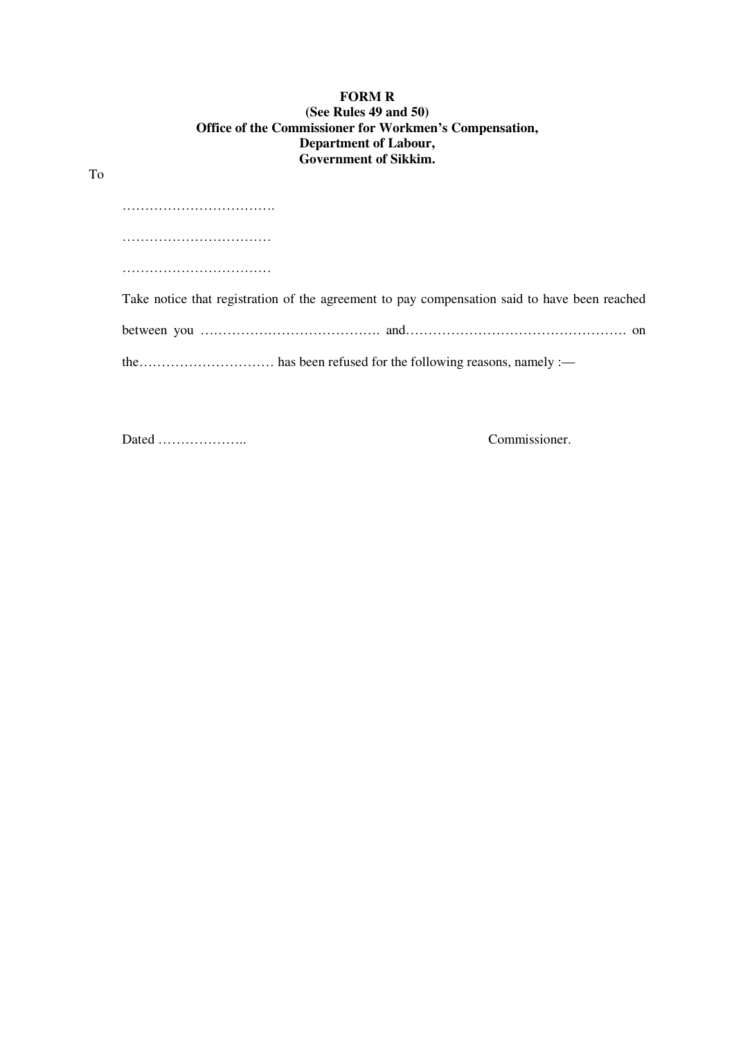**FORM R**

**(See Rules 49 and 50)**

**Office of the Commissioner for Workmen's Compensation,**

**Department of Labour,**

**Government of Sikkim.**

To

…………………………….

……………………………

……………………………

Take notice that registration of the agreement to pay compensation said to have been reached between you …………………………………. and…………………………………………. on the………………………… has been refused for the following reasons, namely :—

Dated ………………..                                                                Commissioner.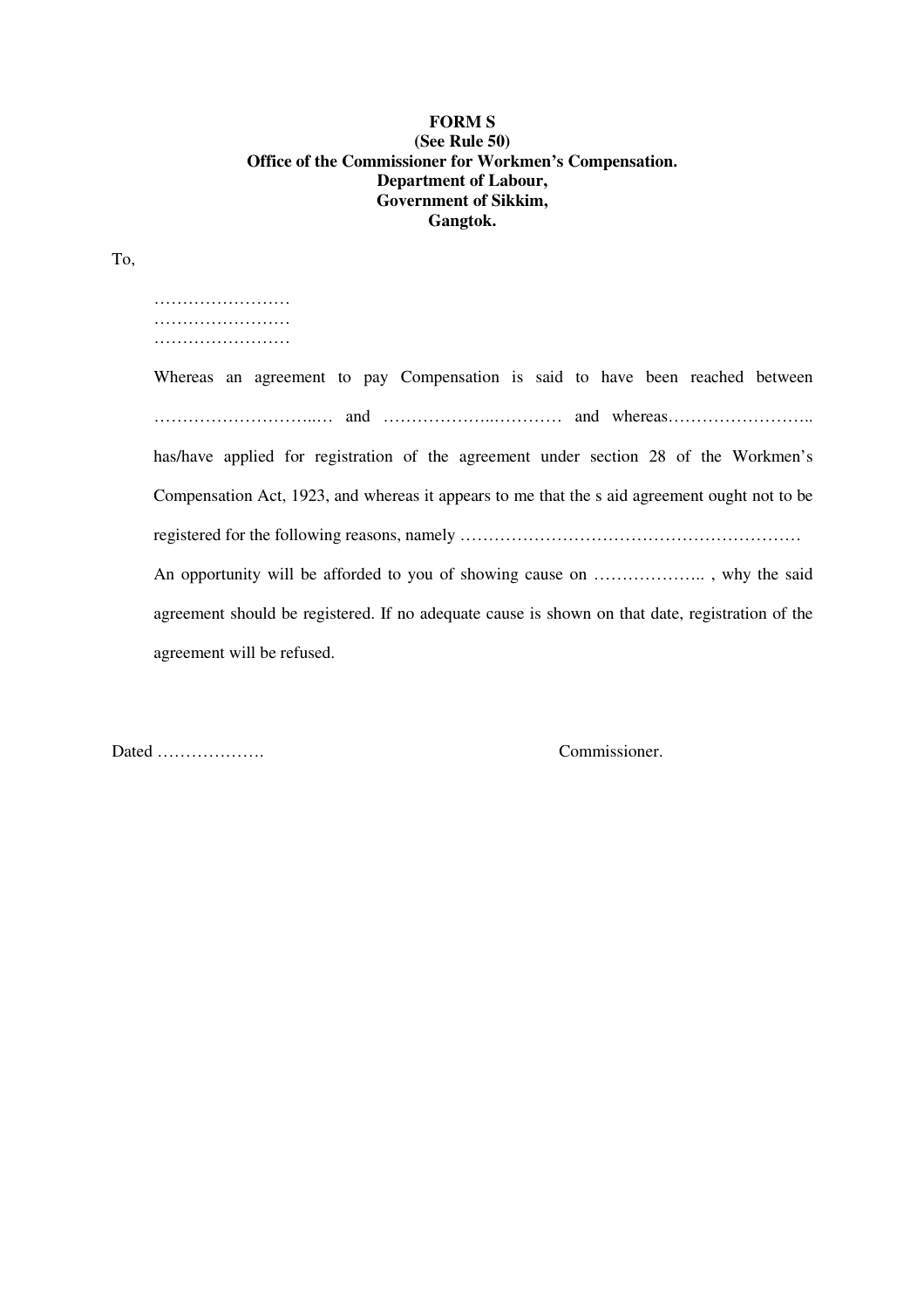**FORM S**
**(See Rule 50)**
**Office of the Commissioner for Workmen's Compensation.**
**Department of Labour,**
**Government of Sikkim,**
**Gangtok.**

To,

……………………
……………………
……………………

Whereas an agreement to pay Compensation is said to have been reached between …………………….…. and ……………..………… and whereas…………………….. has/have applied for registration of the agreement under section 28 of the Workmen's Compensation Act, 1923, and whereas it appears to me that the s aid agreement ought not to be registered for the following reasons, namely ……………………………………………………

An opportunity will be afforded to you of showing cause on ……………….. , why the said agreement should be registered. If no adequate cause is shown on that date, registration of the agreement will be refused.

Dated ……………….                                                            Commissioner.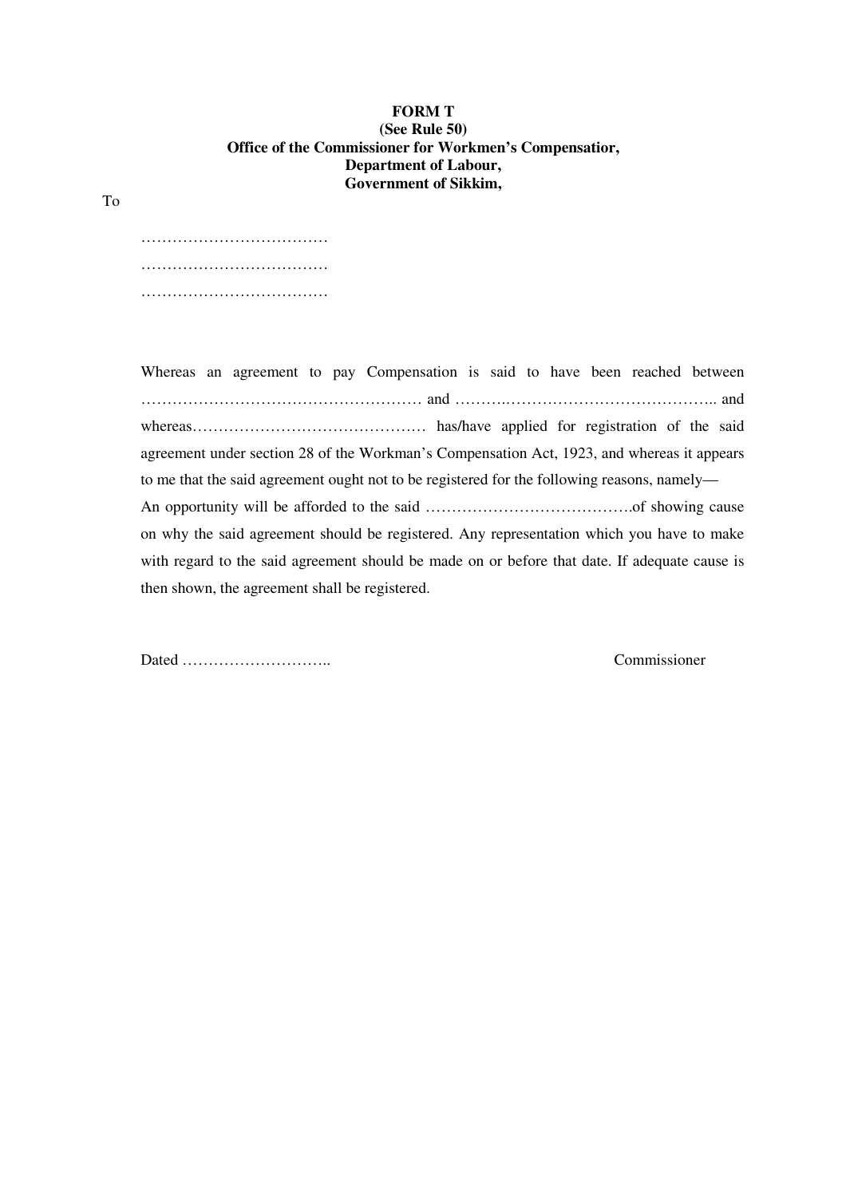**FORM T**
**(See Rule 50)**
**Office of the Commissioner for Workmen's Compensatior,**
**Department of Labour,**
**Government of Sikkim,**

To

………………………………
………………………………
………………………………

Whereas an agreement to pay Compensation is said to have been reached between ……………………………………………… and ………………………………………….. and whereas……………………………………… has/have applied for registration of the said agreement under section 28 of the Workman's Compensation Act, 1923, and whereas it appears to me that the said agreement ought not to be registered for the following reasons, namely—

An opportunity will be afforded to the said ………………………………….of showing cause on why the said agreement should be registered. Any representation which you have to make with regard to the said agreement should be made on or before that date. If adequate cause is then shown, the agreement shall be registered.

Dated ………………………..  Commissioner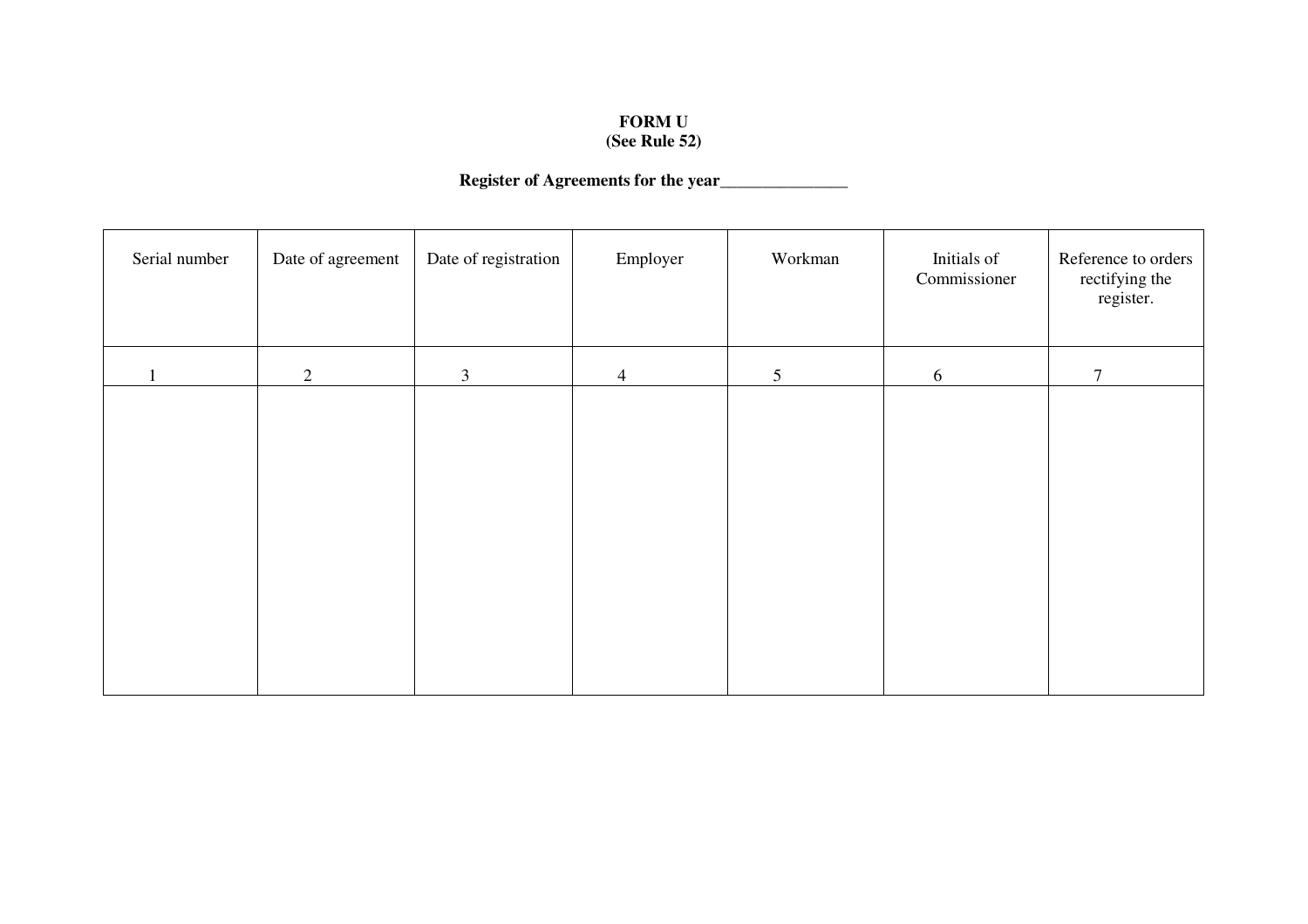**FORM U**
**(See Rule 52)**

**Register of Agreements for the year_______________**

| Serial number | Date of agreement | Date of registration | Employer | Workman | Initials of Commissioner | Reference to orders rectifying the register. |
|---|---|---|---|---|---|---|
| 1 | 2 | 3 | 4 | 5 | 6 | 7 |
| | | | | | | |